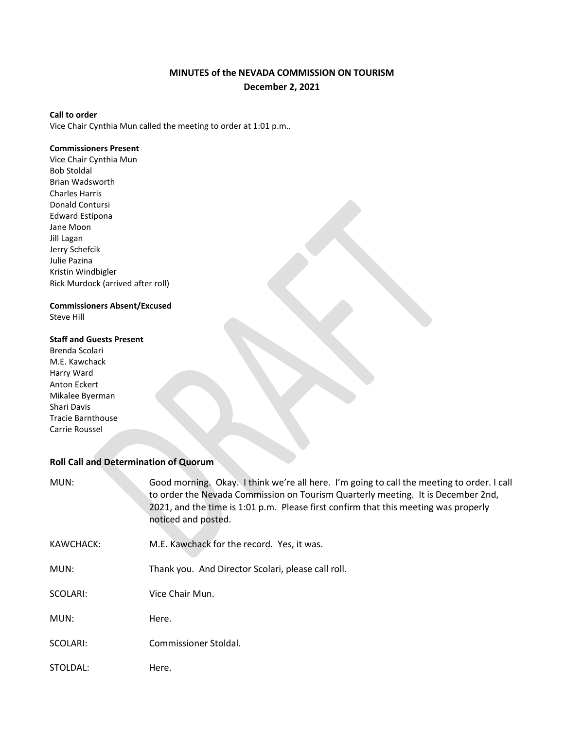**MINUTES of the NEVADA COMMISSION ON TOURISM**
**December 2, 2021**

**Call to order**
Vice Chair Cynthia Mun called the meeting to order at 1:01 p.m..

**Commissioners Present**
Vice Chair Cynthia Mun
Bob Stoldal
Brian Wadsworth
Charles Harris
Donald Contursi
Edward Estipona
Jane Moon
Jill Lagan
Jerry Schefcik
Julie Pazina
Kristin Windbigler
Rick Murdock (arrived after roll)

**Commissioners Absent/Excused**
Steve Hill

**Staff and Guests Present**
Brenda Scolari
M.E. Kawchack
Harry Ward
Anton Eckert
Mikalee Byerman
Shari Davis
Tracie Barnthouse
Carrie Roussel

## Roll Call and Determination of Quorum

MUN: Good morning. Okay. I think we're all here. I'm going to call the meeting to order. I call to order the Nevada Commission on Tourism Quarterly meeting. It is December 2nd, 2021, and the time is 1:01 p.m. Please first confirm that this meeting was properly noticed and posted.

KAWCHACK: M.E. Kawchack for the record. Yes, it was.

MUN: Thank you. And Director Scolari, please call roll.

SCOLARI: Vice Chair Mun.

MUN: Here.

SCOLARI: Commissioner Stoldal.

STOLDAL: Here.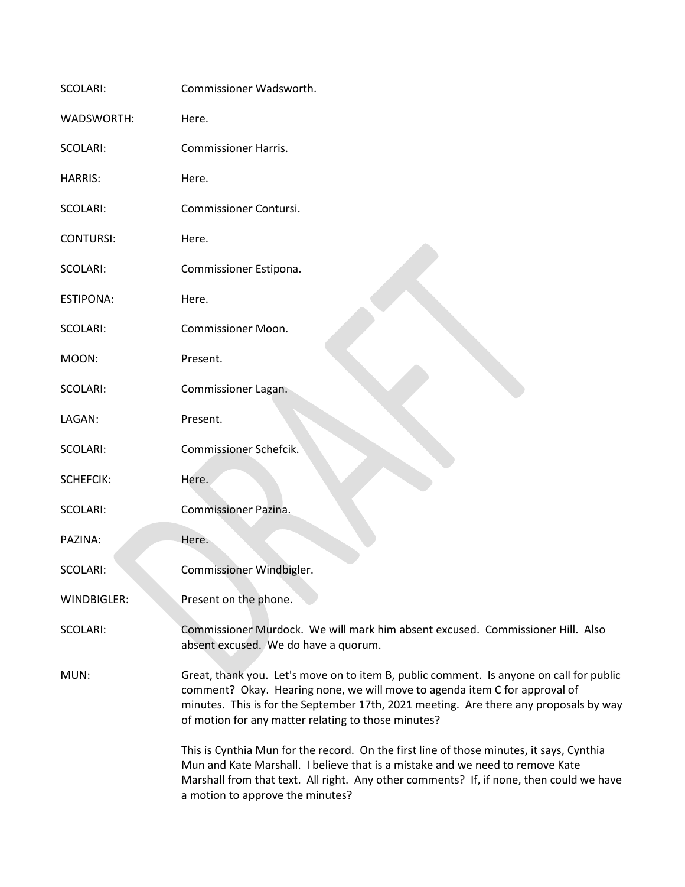SCOLARI: Commissioner Wadsworth.

WADSWORTH: Here.

SCOLARI: Commissioner Harris.

HARRIS: Here.

SCOLARI: Commissioner Contursi.

CONTURSI: Here.

SCOLARI: Commissioner Estipona.

ESTIPONA: Here.

SCOLARI: Commissioner Moon.

MOON: Present.

SCOLARI: Commissioner Lagan.

LAGAN: Present.

SCOLARI: Commissioner Schefcik.

SCHEFCIK: Here.

SCOLARI: Commissioner Pazina.

PAZINA: Here.

SCOLARI: Commissioner Windbigler.

WINDBIGLER: Present on the phone.

SCOLARI: Commissioner Murdock. We will mark him absent excused. Commissioner Hill. Also absent excused. We do have a quorum.

MUN: Great, thank you. Let's move on to item B, public comment. Is anyone on call for public comment? Okay. Hearing none, we will move to agenda item C for approval of minutes. This is for the September 17th, 2021 meeting. Are there any proposals by way of motion for any matter relating to those minutes?

This is Cynthia Mun for the record. On the first line of those minutes, it says, Cynthia Mun and Kate Marshall. I believe that is a mistake and we need to remove Kate Marshall from that text. All right. Any other comments? If, if none, then could we have a motion to approve the minutes?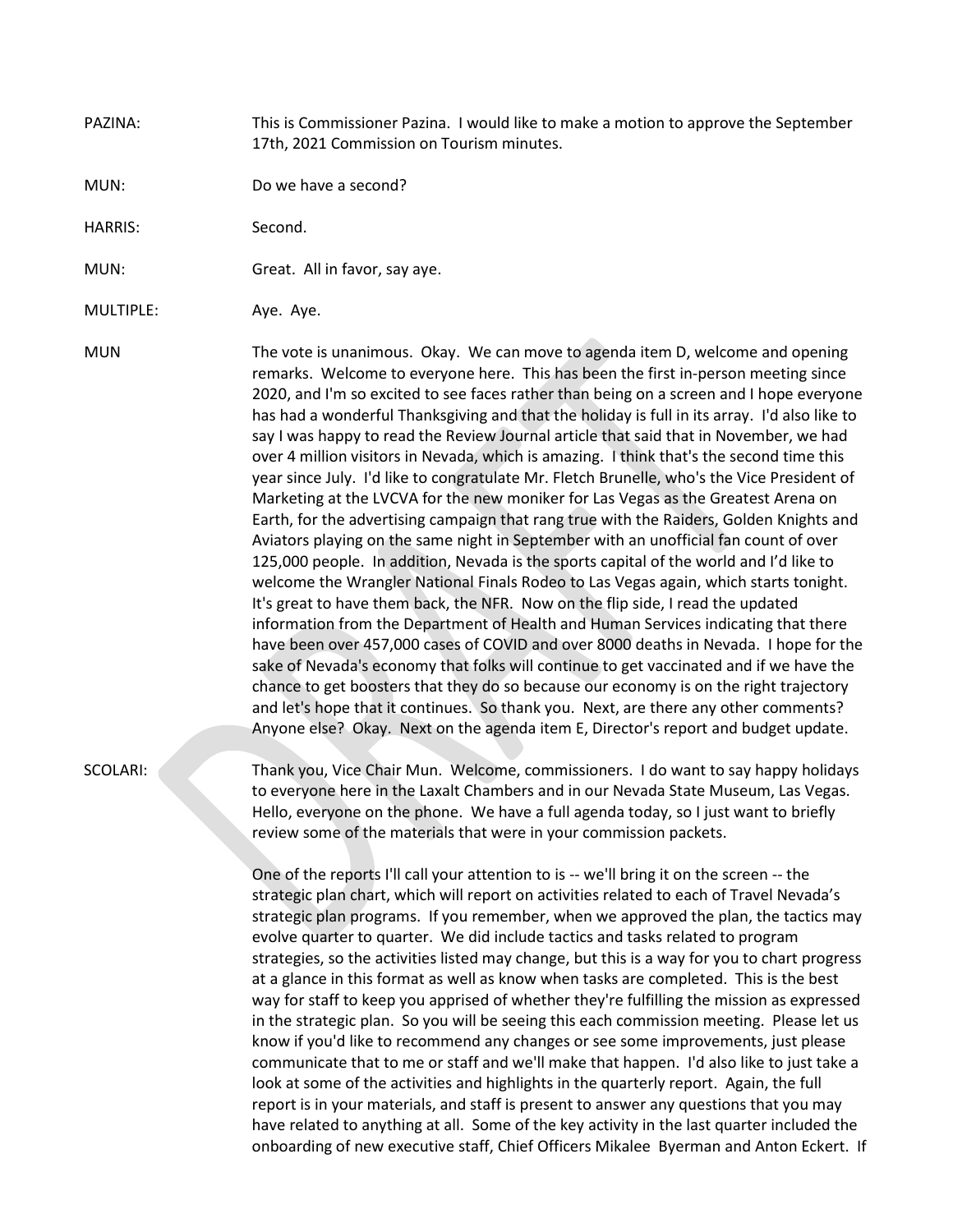PAZINA: This is Commissioner Pazina. I would like to make a motion to approve the September 17th, 2021 Commission on Tourism minutes.

MUN: Do we have a second?

HARRIS: Second.

MUN: Great. All in favor, say aye.

MULTIPLE: Aye. Aye.

MUN The vote is unanimous. Okay. We can move to agenda item D, welcome and opening remarks. Welcome to everyone here. This has been the first in-person meeting since 2020, and I'm so excited to see faces rather than being on a screen and I hope everyone has had a wonderful Thanksgiving and that the holiday is full in its array. I'd also like to say I was happy to read the Review Journal article that said that in November, we had over 4 million visitors in Nevada, which is amazing. I think that's the second time this year since July. I'd like to congratulate Mr. Fletch Brunelle, who's the Vice President of Marketing at the LVCVA for the new moniker for Las Vegas as the Greatest Arena on Earth, for the advertising campaign that rang true with the Raiders, Golden Knights and Aviators playing on the same night in September with an unofficial fan count of over 125,000 people. In addition, Nevada is the sports capital of the world and I'd like to welcome the Wrangler National Finals Rodeo to Las Vegas again, which starts tonight. It's great to have them back, the NFR. Now on the flip side, I read the updated information from the Department of Health and Human Services indicating that there have been over 457,000 cases of COVID and over 8000 deaths in Nevada. I hope for the sake of Nevada's economy that folks will continue to get vaccinated and if we have the chance to get boosters that they do so because our economy is on the right trajectory and let's hope that it continues. So thank you. Next, are there any other comments? Anyone else? Okay. Next on the agenda item E, Director's report and budget update.

SCOLARI: Thank you, Vice Chair Mun. Welcome, commissioners. I do want to say happy holidays to everyone here in the Laxalt Chambers and in our Nevada State Museum, Las Vegas. Hello, everyone on the phone. We have a full agenda today, so I just want to briefly review some of the materials that were in your commission packets.

One of the reports I'll call your attention to is -- we'll bring it on the screen -- the strategic plan chart, which will report on activities related to each of Travel Nevada's strategic plan programs. If you remember, when we approved the plan, the tactics may evolve quarter to quarter. We did include tactics and tasks related to program strategies, so the activities listed may change, but this is a way for you to chart progress at a glance in this format as well as know when tasks are completed. This is the best way for staff to keep you apprised of whether they're fulfilling the mission as expressed in the strategic plan. So you will be seeing this each commission meeting. Please let us know if you'd like to recommend any changes or see some improvements, just please communicate that to me or staff and we'll make that happen. I'd also like to just take a look at some of the activities and highlights in the quarterly report. Again, the full report is in your materials, and staff is present to answer any questions that you may have related to anything at all. Some of the key activity in the last quarter included the onboarding of new executive staff, Chief Officers Mikalee Byerman and Anton Eckert. If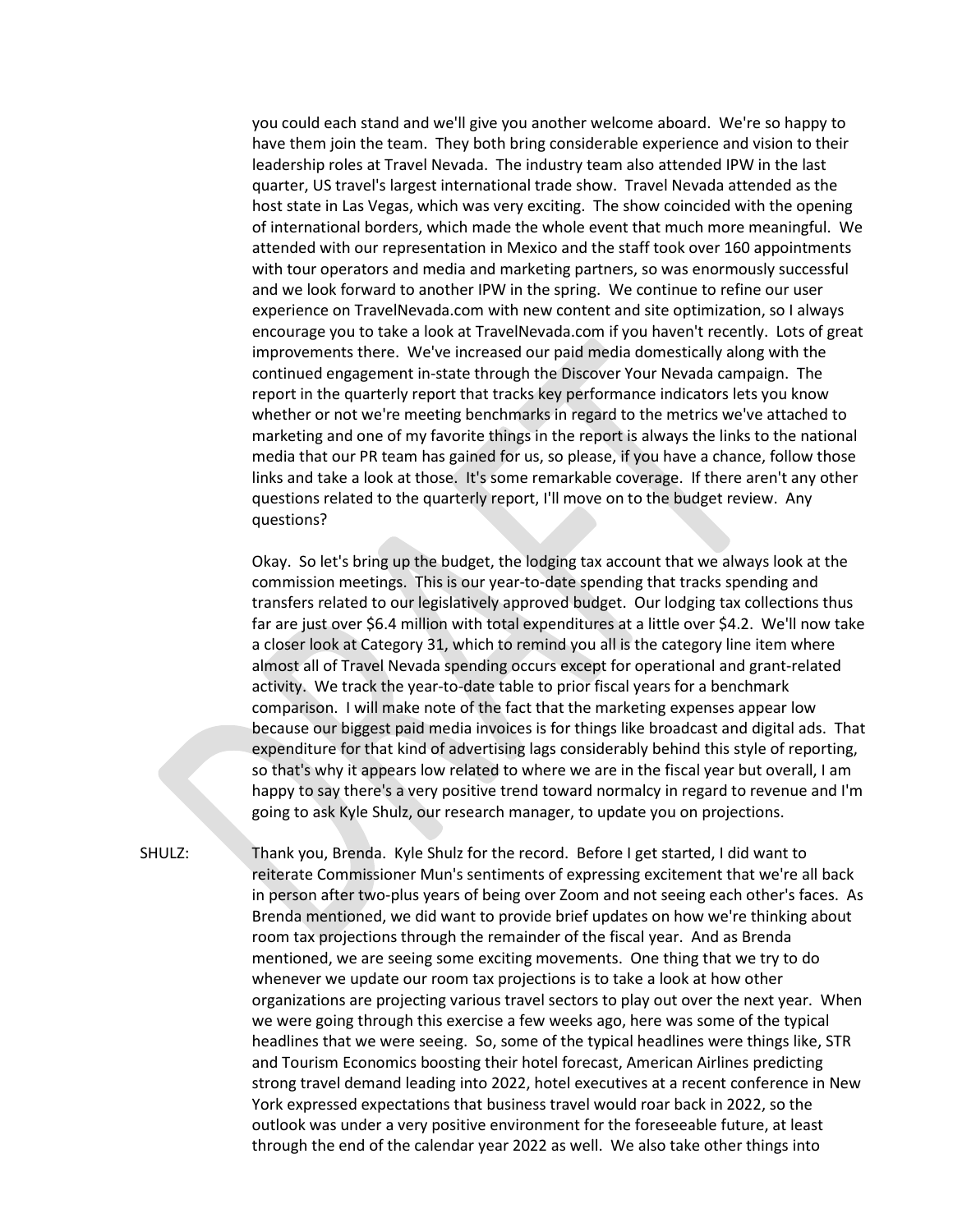you could each stand and we'll give you another welcome aboard. We're so happy to have them join the team. They both bring considerable experience and vision to their leadership roles at Travel Nevada. The industry team also attended IPW in the last quarter, US travel's largest international trade show. Travel Nevada attended as the host state in Las Vegas, which was very exciting. The show coincided with the opening of international borders, which made the whole event that much more meaningful. We attended with our representation in Mexico and the staff took over 160 appointments with tour operators and media and marketing partners, so was enormously successful and we look forward to another IPW in the spring. We continue to refine our user experience on TravelNevada.com with new content and site optimization, so I always encourage you to take a look at TravelNevada.com if you haven't recently. Lots of great improvements there. We've increased our paid media domestically along with the continued engagement in-state through the Discover Your Nevada campaign. The report in the quarterly report that tracks key performance indicators lets you know whether or not we're meeting benchmarks in regard to the metrics we've attached to marketing and one of my favorite things in the report is always the links to the national media that our PR team has gained for us, so please, if you have a chance, follow those links and take a look at those. It's some remarkable coverage. If there aren't any other questions related to the quarterly report, I'll move on to the budget review. Any questions?

Okay. So let's bring up the budget, the lodging tax account that we always look at the commission meetings. This is our year-to-date spending that tracks spending and transfers related to our legislatively approved budget. Our lodging tax collections thus far are just over $6.4 million with total expenditures at a little over $4.2. We'll now take a closer look at Category 31, which to remind you all is the category line item where almost all of Travel Nevada spending occurs except for operational and grant-related activity. We track the year-to-date table to prior fiscal years for a benchmark comparison. I will make note of the fact that the marketing expenses appear low because our biggest paid media invoices is for things like broadcast and digital ads. That expenditure for that kind of advertising lags considerably behind this style of reporting, so that's why it appears low related to where we are in the fiscal year but overall, I am happy to say there's a very positive trend toward normalcy in regard to revenue and I'm going to ask Kyle Shulz, our research manager, to update you on projections.

SHULZ: Thank you, Brenda. Kyle Shulz for the record. Before I get started, I did want to reiterate Commissioner Mun's sentiments of expressing excitement that we're all back in person after two-plus years of being over Zoom and not seeing each other's faces. As Brenda mentioned, we did want to provide brief updates on how we're thinking about room tax projections through the remainder of the fiscal year. And as Brenda mentioned, we are seeing some exciting movements. One thing that we try to do whenever we update our room tax projections is to take a look at how other organizations are projecting various travel sectors to play out over the next year. When we were going through this exercise a few weeks ago, here was some of the typical headlines that we were seeing. So, some of the typical headlines were things like, STR and Tourism Economics boosting their hotel forecast, American Airlines predicting strong travel demand leading into 2022, hotel executives at a recent conference in New York expressed expectations that business travel would roar back in 2022, so the outlook was under a very positive environment for the foreseeable future, at least through the end of the calendar year 2022 as well. We also take other things into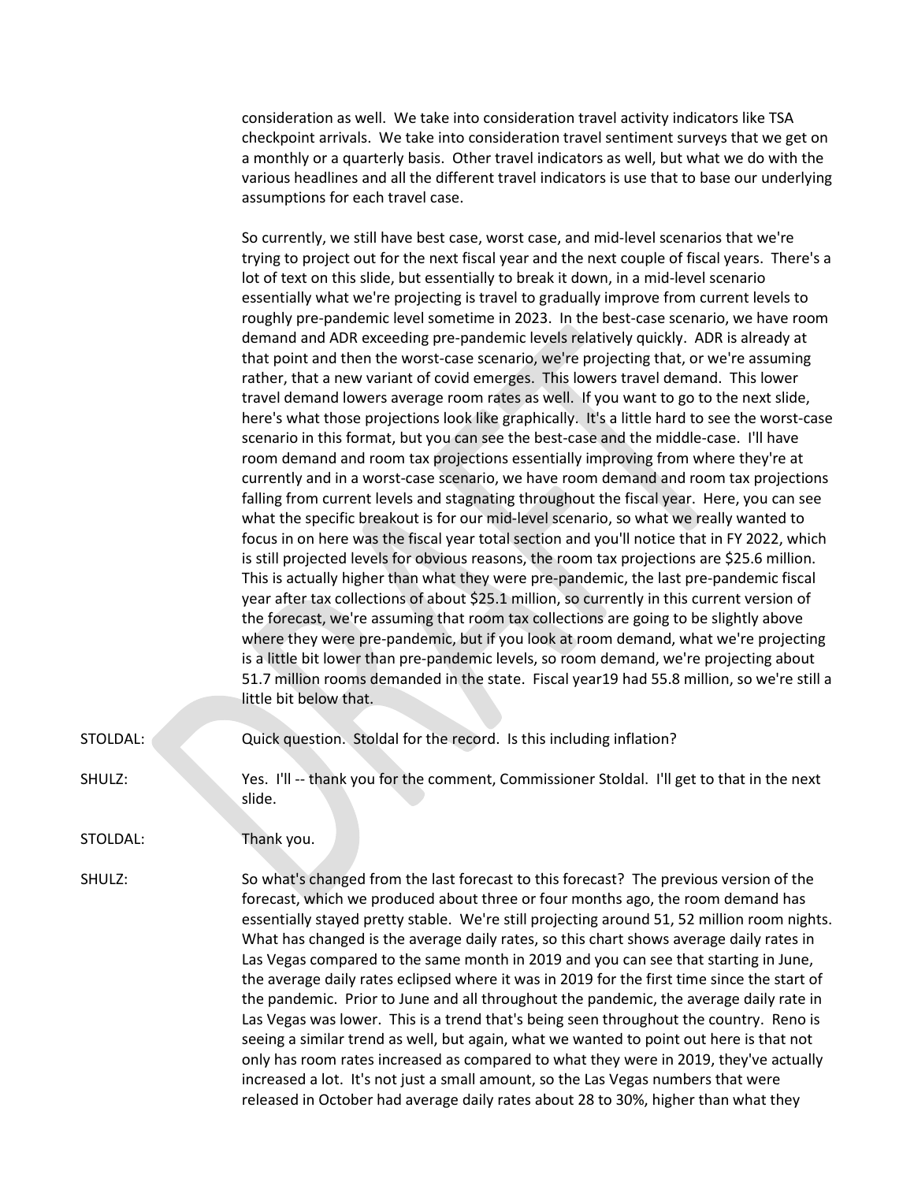consideration as well. We take into consideration travel activity indicators like TSA checkpoint arrivals. We take into consideration travel sentiment surveys that we get on a monthly or a quarterly basis. Other travel indicators as well, but what we do with the various headlines and all the different travel indicators is use that to base our underlying assumptions for each travel case.

So currently, we still have best case, worst case, and mid-level scenarios that we're trying to project out for the next fiscal year and the next couple of fiscal years. There's a lot of text on this slide, but essentially to break it down, in a mid-level scenario essentially what we're projecting is travel to gradually improve from current levels to roughly pre-pandemic level sometime in 2023. In the best-case scenario, we have room demand and ADR exceeding pre-pandemic levels relatively quickly. ADR is already at that point and then the worst-case scenario, we're projecting that, or we're assuming rather, that a new variant of covid emerges. This lowers travel demand. This lower travel demand lowers average room rates as well. If you want to go to the next slide, here's what those projections look like graphically. It's a little hard to see the worst-case scenario in this format, but you can see the best-case and the middle-case. I'll have room demand and room tax projections essentially improving from where they're at currently and in a worst-case scenario, we have room demand and room tax projections falling from current levels and stagnating throughout the fiscal year. Here, you can see what the specific breakout is for our mid-level scenario, so what we really wanted to focus in on here was the fiscal year total section and you'll notice that in FY 2022, which is still projected levels for obvious reasons, the room tax projections are $25.6 million. This is actually higher than what they were pre-pandemic, the last pre-pandemic fiscal year after tax collections of about $25.1 million, so currently in this current version of the forecast, we're assuming that room tax collections are going to be slightly above where they were pre-pandemic, but if you look at room demand, what we're projecting is a little bit lower than pre-pandemic levels, so room demand, we're projecting about 51.7 million rooms demanded in the state. Fiscal year19 had 55.8 million, so we're still a little bit below that.

STOLDAL: Quick question. Stoldal for the record. Is this including inflation?

SHULZ: Yes. I'll -- thank you for the comment, Commissioner Stoldal. I'll get to that in the next slide.

STOLDAL: Thank you.

SHULZ: So what's changed from the last forecast to this forecast? The previous version of the forecast, which we produced about three or four months ago, the room demand has essentially stayed pretty stable. We're still projecting around 51, 52 million room nights. What has changed is the average daily rates, so this chart shows average daily rates in Las Vegas compared to the same month in 2019 and you can see that starting in June, the average daily rates eclipsed where it was in 2019 for the first time since the start of the pandemic. Prior to June and all throughout the pandemic, the average daily rate in Las Vegas was lower. This is a trend that's being seen throughout the country. Reno is seeing a similar trend as well, but again, what we wanted to point out here is that not only has room rates increased as compared to what they were in 2019, they've actually increased a lot. It's not just a small amount, so the Las Vegas numbers that were released in October had average daily rates about 28 to 30%, higher than what they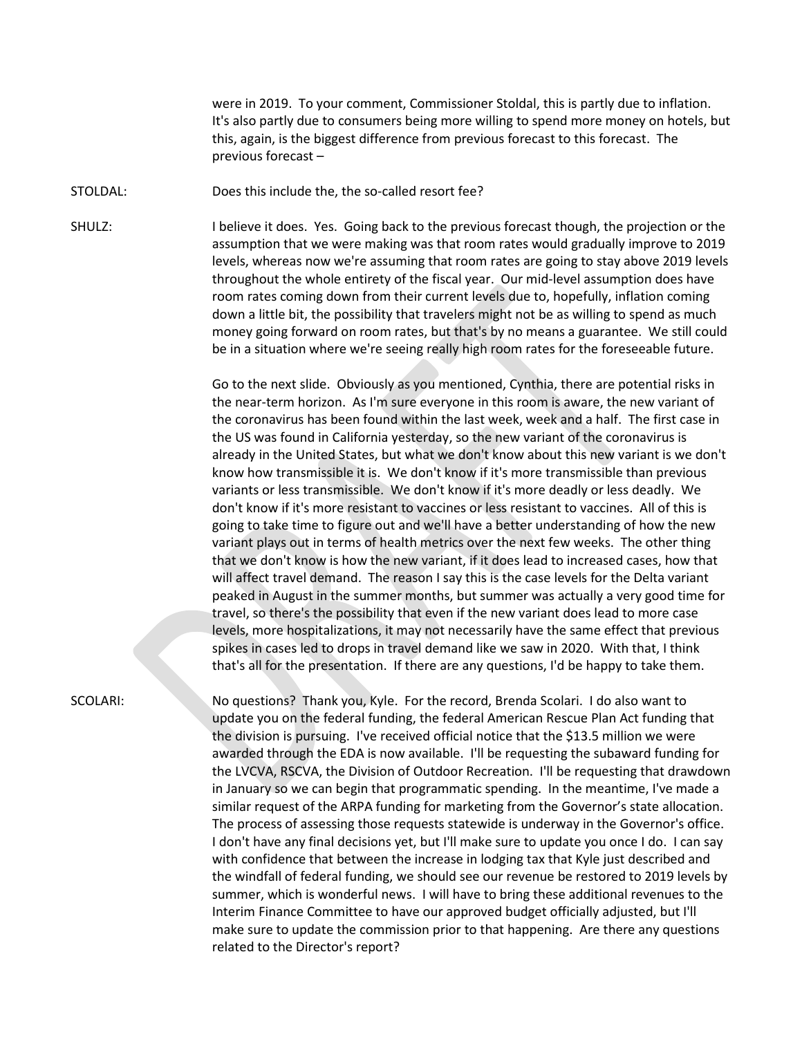were in 2019. To your comment, Commissioner Stoldal, this is partly due to inflation. It's also partly due to consumers being more willing to spend more money on hotels, but this, again, is the biggest difference from previous forecast to this forecast. The previous forecast –

STOLDAL: Does this include the, the so-called resort fee?

SHULZ: I believe it does. Yes. Going back to the previous forecast though, the projection or the assumption that we were making was that room rates would gradually improve to 2019 levels, whereas now we're assuming that room rates are going to stay above 2019 levels throughout the whole entirety of the fiscal year. Our mid-level assumption does have room rates coming down from their current levels due to, hopefully, inflation coming down a little bit, the possibility that travelers might not be as willing to spend as much money going forward on room rates, but that's by no means a guarantee. We still could be in a situation where we're seeing really high room rates for the foreseeable future.

Go to the next slide. Obviously as you mentioned, Cynthia, there are potential risks in the near-term horizon. As I'm sure everyone in this room is aware, the new variant of the coronavirus has been found within the last week, week and a half. The first case in the US was found in California yesterday, so the new variant of the coronavirus is already in the United States, but what we don't know about this new variant is we don't know how transmissible it is. We don't know if it's more transmissible than previous variants or less transmissible. We don't know if it's more deadly or less deadly. We don't know if it's more resistant to vaccines or less resistant to vaccines. All of this is going to take time to figure out and we'll have a better understanding of how the new variant plays out in terms of health metrics over the next few weeks. The other thing that we don't know is how the new variant, if it does lead to increased cases, how that will affect travel demand. The reason I say this is the case levels for the Delta variant peaked in August in the summer months, but summer was actually a very good time for travel, so there's the possibility that even if the new variant does lead to more case levels, more hospitalizations, it may not necessarily have the same effect that previous spikes in cases led to drops in travel demand like we saw in 2020. With that, I think that's all for the presentation. If there are any questions, I'd be happy to take them.

SCOLARI: No questions? Thank you, Kyle. For the record, Brenda Scolari. I do also want to update you on the federal funding, the federal American Rescue Plan Act funding that the division is pursuing. I've received official notice that the $13.5 million we were awarded through the EDA is now available. I'll be requesting the subaward funding for the LVCVA, RSCVA, the Division of Outdoor Recreation. I'll be requesting that drawdown in January so we can begin that programmatic spending. In the meantime, I've made a similar request of the ARPA funding for marketing from the Governor's state allocation. The process of assessing those requests statewide is underway in the Governor's office. I don't have any final decisions yet, but I'll make sure to update you once I do. I can say with confidence that between the increase in lodging tax that Kyle just described and the windfall of federal funding, we should see our revenue be restored to 2019 levels by summer, which is wonderful news. I will have to bring these additional revenues to the Interim Finance Committee to have our approved budget officially adjusted, but I'll make sure to update the commission prior to that happening. Are there any questions related to the Director's report?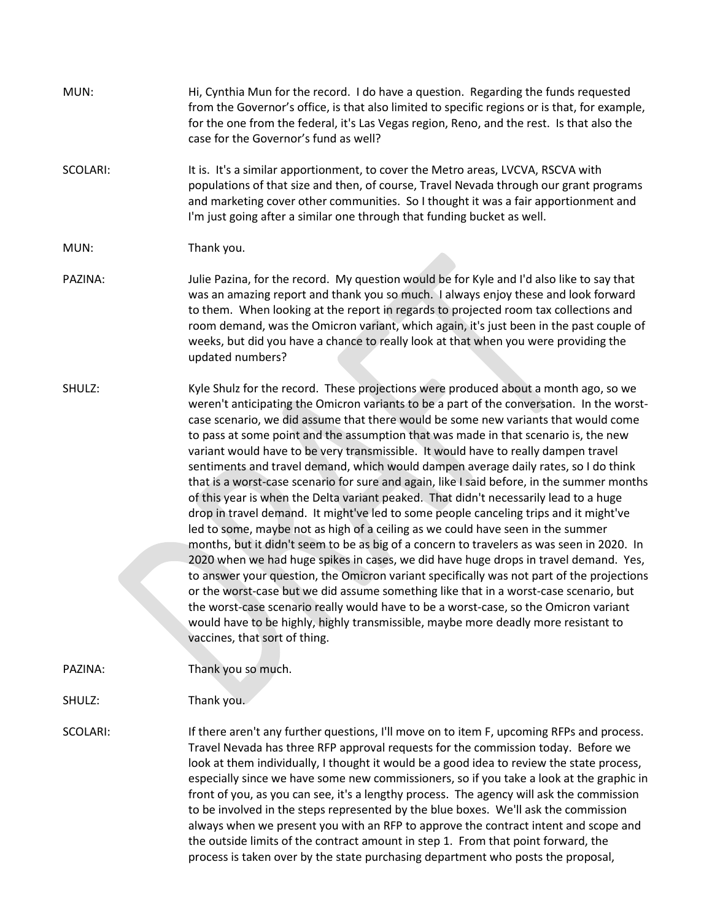MUN: Hi, Cynthia Mun for the record. I do have a question. Regarding the funds requested from the Governor's office, is that also limited to specific regions or is that, for example, for the one from the federal, it's Las Vegas region, Reno, and the rest. Is that also the case for the Governor's fund as well?

SCOLARI: It is. It's a similar apportionment, to cover the Metro areas, LVCVA, RSCVA with populations of that size and then, of course, Travel Nevada through our grant programs and marketing cover other communities. So I thought it was a fair apportionment and I'm just going after a similar one through that funding bucket as well.

MUN: Thank you.

PAZINA: Julie Pazina, for the record. My question would be for Kyle and I'd also like to say that was an amazing report and thank you so much. I always enjoy these and look forward to them. When looking at the report in regards to projected room tax collections and room demand, was the Omicron variant, which again, it's just been in the past couple of weeks, but did you have a chance to really look at that when you were providing the updated numbers?

SHULZ: Kyle Shulz for the record. These projections were produced about a month ago, so we weren't anticipating the Omicron variants to be a part of the conversation. In the worst-case scenario, we did assume that there would be some new variants that would come to pass at some point and the assumption that was made in that scenario is, the new variant would have to be very transmissible. It would have to really dampen travel sentiments and travel demand, which would dampen average daily rates, so I do think that is a worst-case scenario for sure and again, like I said before, in the summer months of this year is when the Delta variant peaked. That didn't necessarily lead to a huge drop in travel demand. It might've led to some people canceling trips and it might've led to some, maybe not as high of a ceiling as we could have seen in the summer months, but it didn't seem to be as big of a concern to travelers as was seen in 2020. In 2020 when we had huge spikes in cases, we did have huge drops in travel demand. Yes, to answer your question, the Omicron variant specifically was not part of the projections or the worst-case but we did assume something like that in a worst-case scenario, but the worst-case scenario really would have to be a worst-case, so the Omicron variant would have to be highly, highly transmissible, maybe more deadly more resistant to vaccines, that sort of thing.

PAZINA: Thank you so much.

SHULZ: Thank you.

SCOLARI: If there aren't any further questions, I'll move on to item F, upcoming RFPs and process. Travel Nevada has three RFP approval requests for the commission today. Before we look at them individually, I thought it would be a good idea to review the state process, especially since we have some new commissioners, so if you take a look at the graphic in front of you, as you can see, it's a lengthy process. The agency will ask the commission to be involved in the steps represented by the blue boxes. We'll ask the commission always when we present you with an RFP to approve the contract intent and scope and the outside limits of the contract amount in step 1. From that point forward, the process is taken over by the state purchasing department who posts the proposal,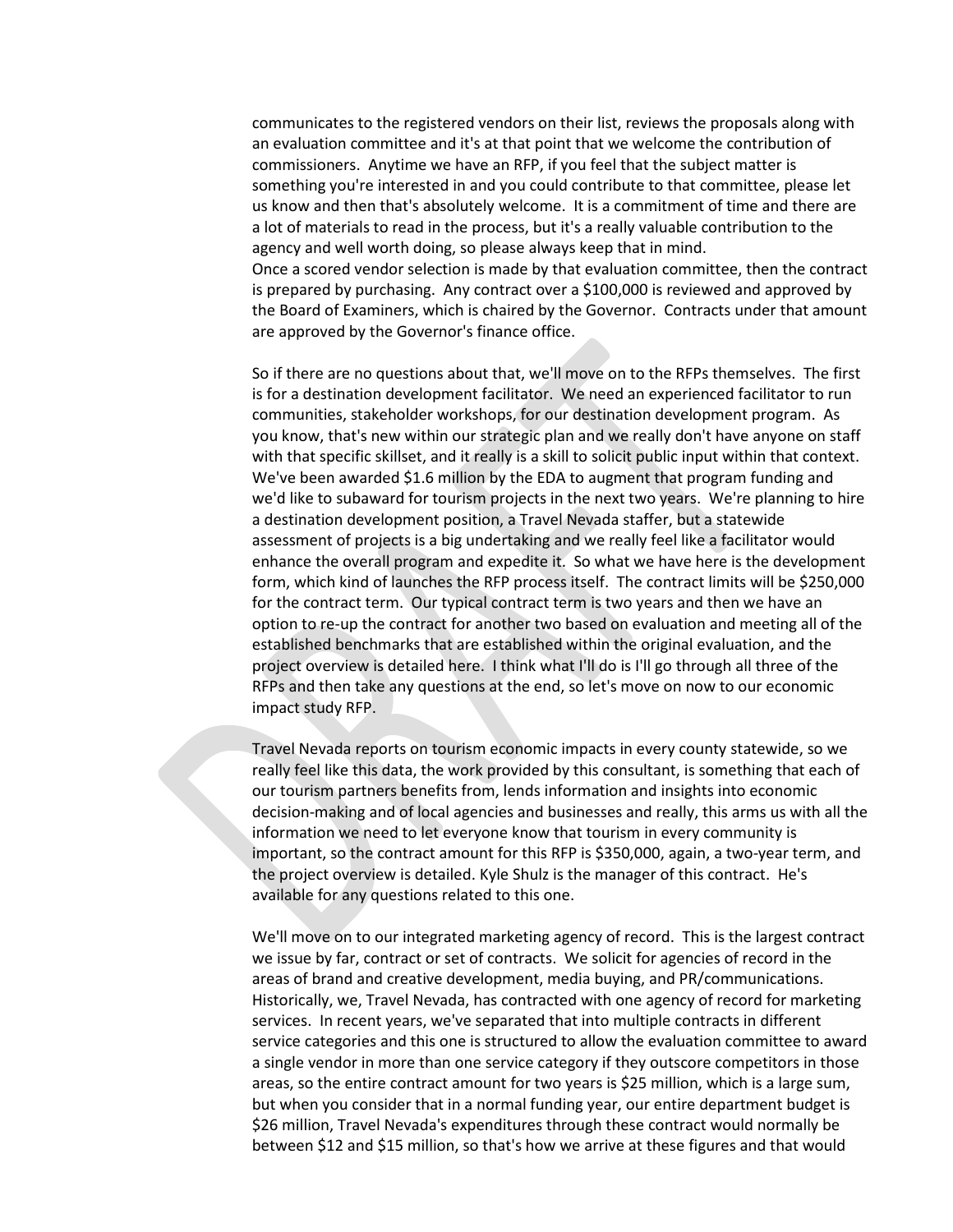communicates to the registered vendors on their list, reviews the proposals along with an evaluation committee and it's at that point that we welcome the contribution of commissioners. Anytime we have an RFP, if you feel that the subject matter is something you're interested in and you could contribute to that committee, please let us know and then that's absolutely welcome. It is a commitment of time and there are a lot of materials to read in the process, but it's a really valuable contribution to the agency and well worth doing, so please always keep that in mind.
Once a scored vendor selection is made by that evaluation committee, then the contract is prepared by purchasing. Any contract over a $100,000 is reviewed and approved by the Board of Examiners, which is chaired by the Governor. Contracts under that amount are approved by the Governor's finance office.

So if there are no questions about that, we'll move on to the RFPs themselves. The first is for a destination development facilitator. We need an experienced facilitator to run communities, stakeholder workshops, for our destination development program. As you know, that's new within our strategic plan and we really don't have anyone on staff with that specific skillset, and it really is a skill to solicit public input within that context. We've been awarded $1.6 million by the EDA to augment that program funding and we'd like to subaward for tourism projects in the next two years. We're planning to hire a destination development position, a Travel Nevada staffer, but a statewide assessment of projects is a big undertaking and we really feel like a facilitator would enhance the overall program and expedite it. So what we have here is the development form, which kind of launches the RFP process itself. The contract limits will be $250,000 for the contract term. Our typical contract term is two years and then we have an option to re-up the contract for another two based on evaluation and meeting all of the established benchmarks that are established within the original evaluation, and the project overview is detailed here. I think what I'll do is I'll go through all three of the RFPs and then take any questions at the end, so let's move on now to our economic impact study RFP.

Travel Nevada reports on tourism economic impacts in every county statewide, so we really feel like this data, the work provided by this consultant, is something that each of our tourism partners benefits from, lends information and insights into economic decision-making and of local agencies and businesses and really, this arms us with all the information we need to let everyone know that tourism in every community is important, so the contract amount for this RFP is $350,000, again, a two-year term, and the project overview is detailed. Kyle Shulz is the manager of this contract. He's available for any questions related to this one.

We'll move on to our integrated marketing agency of record. This is the largest contract we issue by far, contract or set of contracts. We solicit for agencies of record in the areas of brand and creative development, media buying, and PR/communications. Historically, we, Travel Nevada, has contracted with one agency of record for marketing services. In recent years, we've separated that into multiple contracts in different service categories and this one is structured to allow the evaluation committee to award a single vendor in more than one service category if they outscore competitors in those areas, so the entire contract amount for two years is $25 million, which is a large sum, but when you consider that in a normal funding year, our entire department budget is $26 million, Travel Nevada's expenditures through these contract would normally be between $12 and $15 million, so that's how we arrive at these figures and that would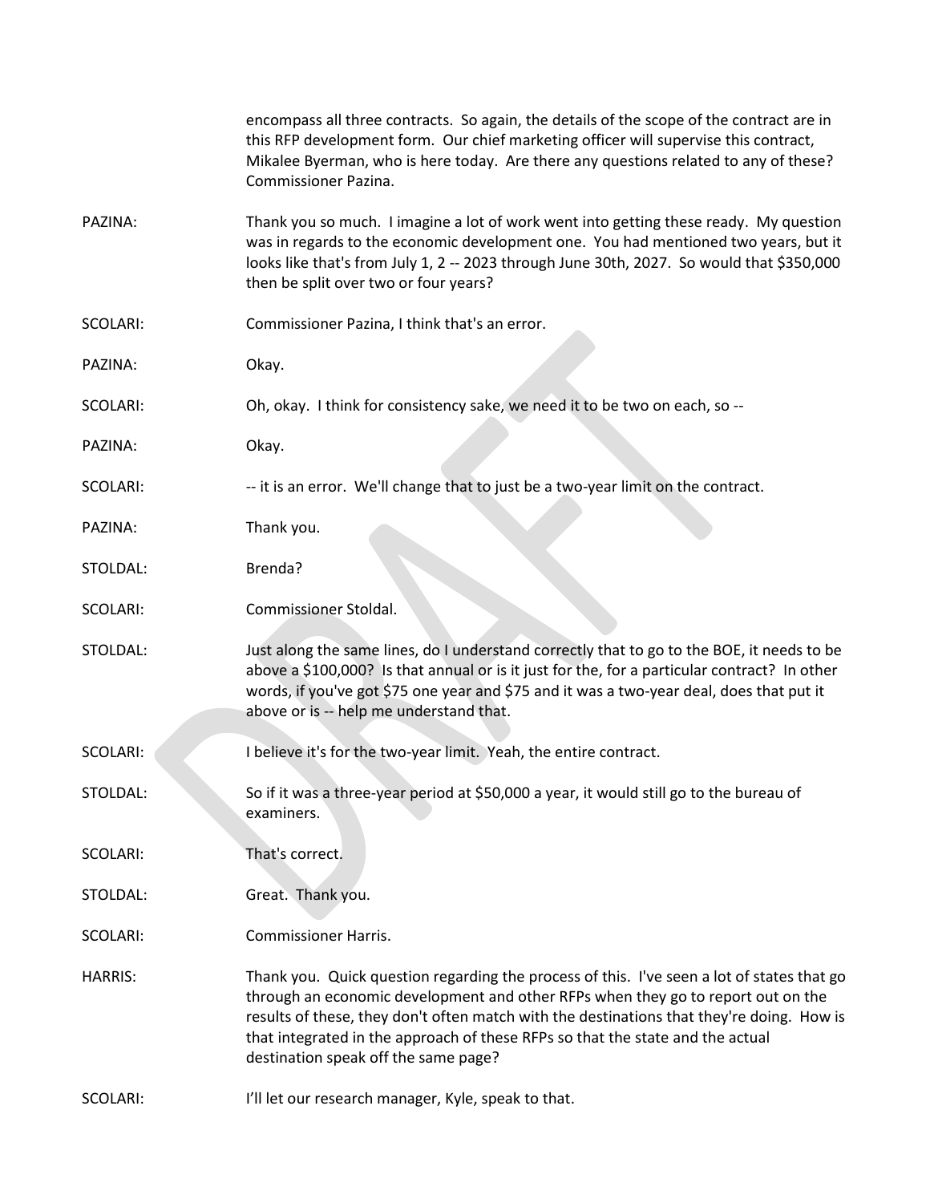encompass all three contracts. So again, the details of the scope of the contract are in this RFP development form. Our chief marketing officer will supervise this contract, Mikalee Byerman, who is here today. Are there any questions related to any of these? Commissioner Pazina.

PAZINA: Thank you so much. I imagine a lot of work went into getting these ready. My question was in regards to the economic development one. You had mentioned two years, but it looks like that's from July 1, 2 -- 2023 through June 30th, 2027. So would that $350,000 then be split over two or four years?

SCOLARI: Commissioner Pazina, I think that's an error.

PAZINA: Okay.

SCOLARI: Oh, okay. I think for consistency sake, we need it to be two on each, so --

PAZINA: Okay.

SCOLARI: -- it is an error. We'll change that to just be a two-year limit on the contract.

PAZINA: Thank you.

STOLDAL: Brenda?

SCOLARI: Commissioner Stoldal.

STOLDAL: Just along the same lines, do I understand correctly that to go to the BOE, it needs to be above a $100,000? Is that annual or is it just for the, for a particular contract? In other words, if you've got $75 one year and $75 and it was a two-year deal, does that put it above or is -- help me understand that.

SCOLARI: I believe it's for the two-year limit. Yeah, the entire contract.

STOLDAL: So if it was a three-year period at $50,000 a year, it would still go to the bureau of examiners.

SCOLARI: That's correct.

STOLDAL: Great. Thank you.

SCOLARI: Commissioner Harris.

HARRIS: Thank you. Quick question regarding the process of this. I've seen a lot of states that go through an economic development and other RFPs when they go to report out on the results of these, they don't often match with the destinations that they're doing. How is that integrated in the approach of these RFPs so that the state and the actual destination speak off the same page?

SCOLARI: I'll let our research manager, Kyle, speak to that.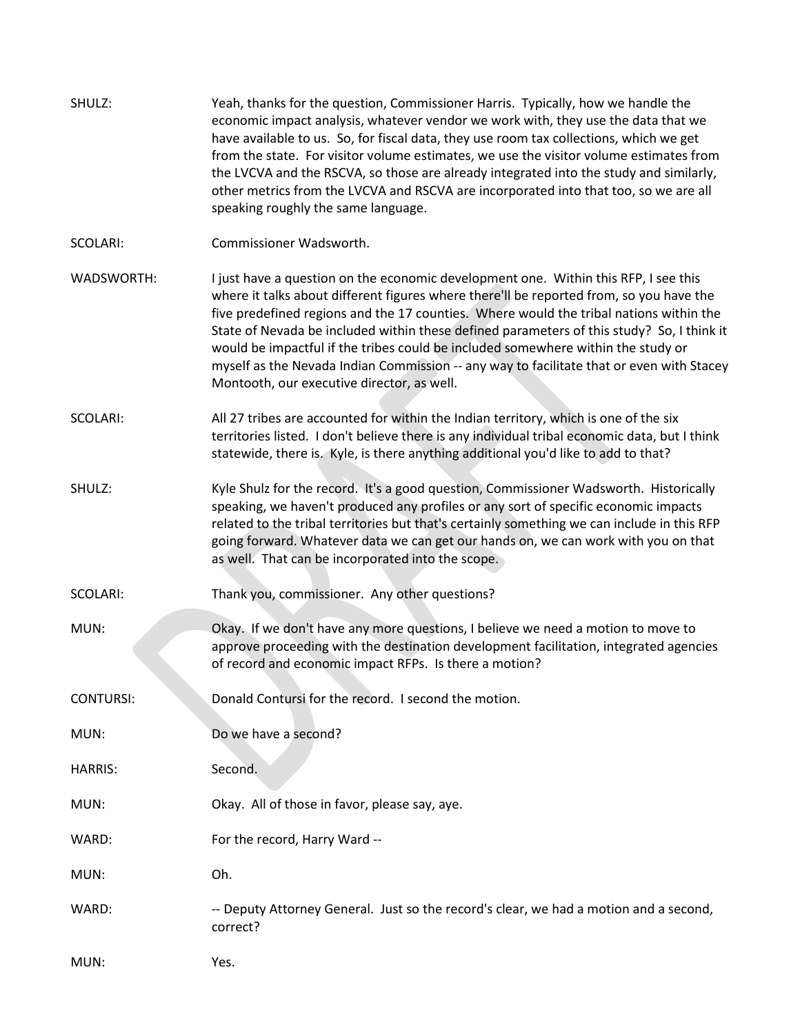SHULZ: Yeah, thanks for the question, Commissioner Harris. Typically, how we handle the economic impact analysis, whatever vendor we work with, they use the data that we have available to us. So, for fiscal data, they use room tax collections, which we get from the state. For visitor volume estimates, we use the visitor volume estimates from the LVCVA and the RSCVA, so those are already integrated into the study and similarly, other metrics from the LVCVA and RSCVA are incorporated into that too, so we are all speaking roughly the same language.

SCOLARI: Commissioner Wadsworth.

WADSWORTH: I just have a question on the economic development one. Within this RFP, I see this where it talks about different figures where there'll be reported from, so you have the five predefined regions and the 17 counties. Where would the tribal nations within the State of Nevada be included within these defined parameters of this study? So, I think it would be impactful if the tribes could be included somewhere within the study or myself as the Nevada Indian Commission -- any way to facilitate that or even with Stacey Montooth, our executive director, as well.

SCOLARI: All 27 tribes are accounted for within the Indian territory, which is one of the six territories listed. I don't believe there is any individual tribal economic data, but I think statewide, there is. Kyle, is there anything additional you'd like to add to that?

SHULZ: Kyle Shulz for the record. It's a good question, Commissioner Wadsworth. Historically speaking, we haven't produced any profiles or any sort of specific economic impacts related to the tribal territories but that's certainly something we can include in this RFP going forward. Whatever data we can get our hands on, we can work with you on that as well. That can be incorporated into the scope.

SCOLARI: Thank you, commissioner. Any other questions?

MUN: Okay. If we don't have any more questions, I believe we need a motion to move to approve proceeding with the destination development facilitation, integrated agencies of record and economic impact RFPs. Is there a motion?

CONTURSI: Donald Contursi for the record. I second the motion.

MUN: Do we have a second?

HARRIS: Second.

MUN: Okay. All of those in favor, please say, aye.

WARD: For the record, Harry Ward --

MUN: Oh.

WARD: -- Deputy Attorney General. Just so the record's clear, we had a motion and a second, correct?

MUN: Yes.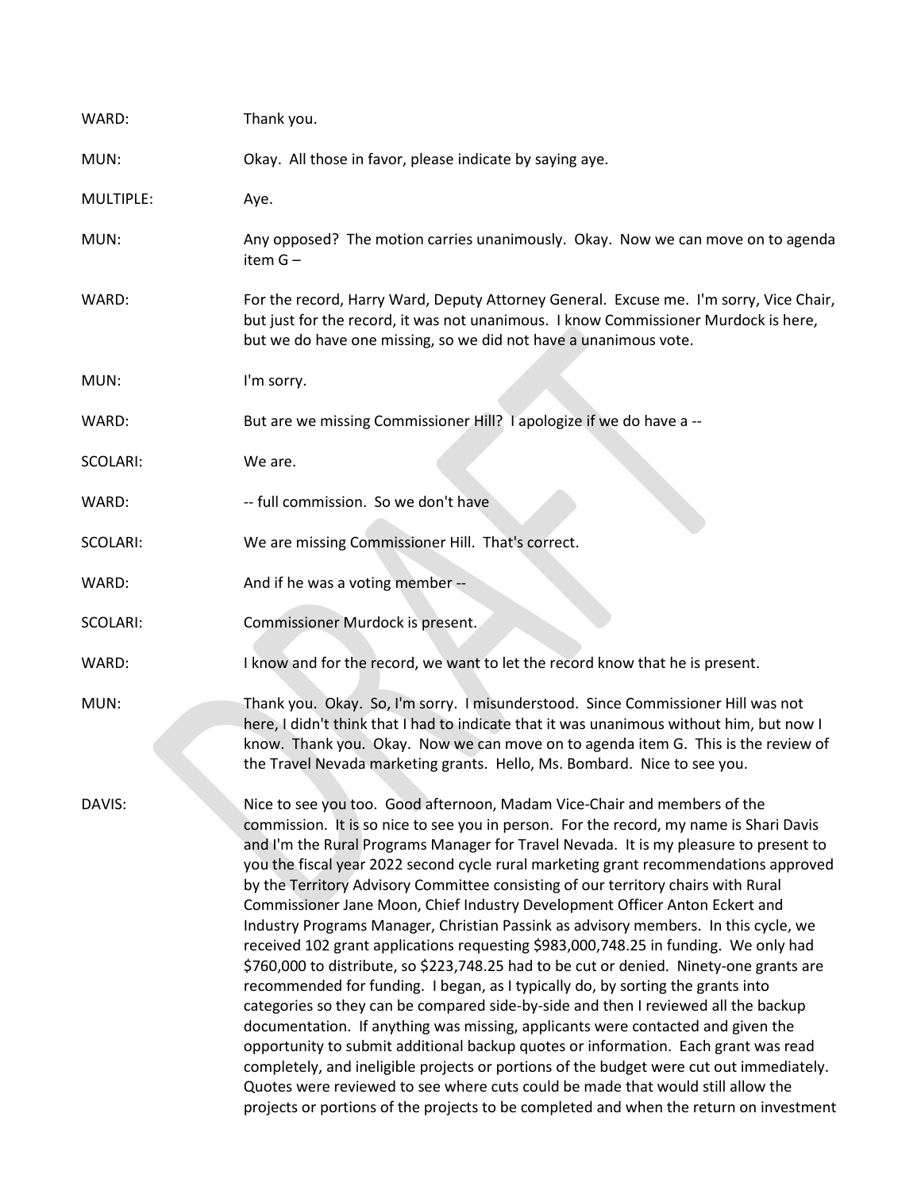WARD: Thank you.

MUN: Okay. All those in favor, please indicate by saying aye.

MULTIPLE: Aye.

MUN: Any opposed? The motion carries unanimously. Okay. Now we can move on to agenda item G –

WARD: For the record, Harry Ward, Deputy Attorney General. Excuse me. I'm sorry, Vice Chair, but just for the record, it was not unanimous. I know Commissioner Murdock is here, but we do have one missing, so we did not have a unanimous vote.

MUN: I'm sorry.

WARD: But are we missing Commissioner Hill? I apologize if we do have a --

SCOLARI: We are.

WARD: -- full commission. So we don't have

SCOLARI: We are missing Commissioner Hill. That's correct.

WARD: And if he was a voting member --

SCOLARI: Commissioner Murdock is present.

WARD: I know and for the record, we want to let the record know that he is present.

MUN: Thank you. Okay. So, I'm sorry. I misunderstood. Since Commissioner Hill was not here, I didn't think that I had to indicate that it was unanimous without him, but now I know. Thank you. Okay. Now we can move on to agenda item G. This is the review of the Travel Nevada marketing grants. Hello, Ms. Bombard. Nice to see you.

DAVIS: Nice to see you too. Good afternoon, Madam Vice-Chair and members of the commission. It is so nice to see you in person. For the record, my name is Shari Davis and I'm the Rural Programs Manager for Travel Nevada. It is my pleasure to present to you the fiscal year 2022 second cycle rural marketing grant recommendations approved by the Territory Advisory Committee consisting of our territory chairs with Rural Commissioner Jane Moon, Chief Industry Development Officer Anton Eckert and Industry Programs Manager, Christian Passink as advisory members. In this cycle, we received 102 grant applications requesting $983,000,748.25 in funding. We only had $760,000 to distribute, so $223,748.25 had to be cut or denied. Ninety-one grants are recommended for funding. I began, as I typically do, by sorting the grants into categories so they can be compared side-by-side and then I reviewed all the backup documentation. If anything was missing, applicants were contacted and given the opportunity to submit additional backup quotes or information. Each grant was read completely, and ineligible projects or portions of the budget were cut out immediately. Quotes were reviewed to see where cuts could be made that would still allow the projects or portions of the projects to be completed and when the return on investment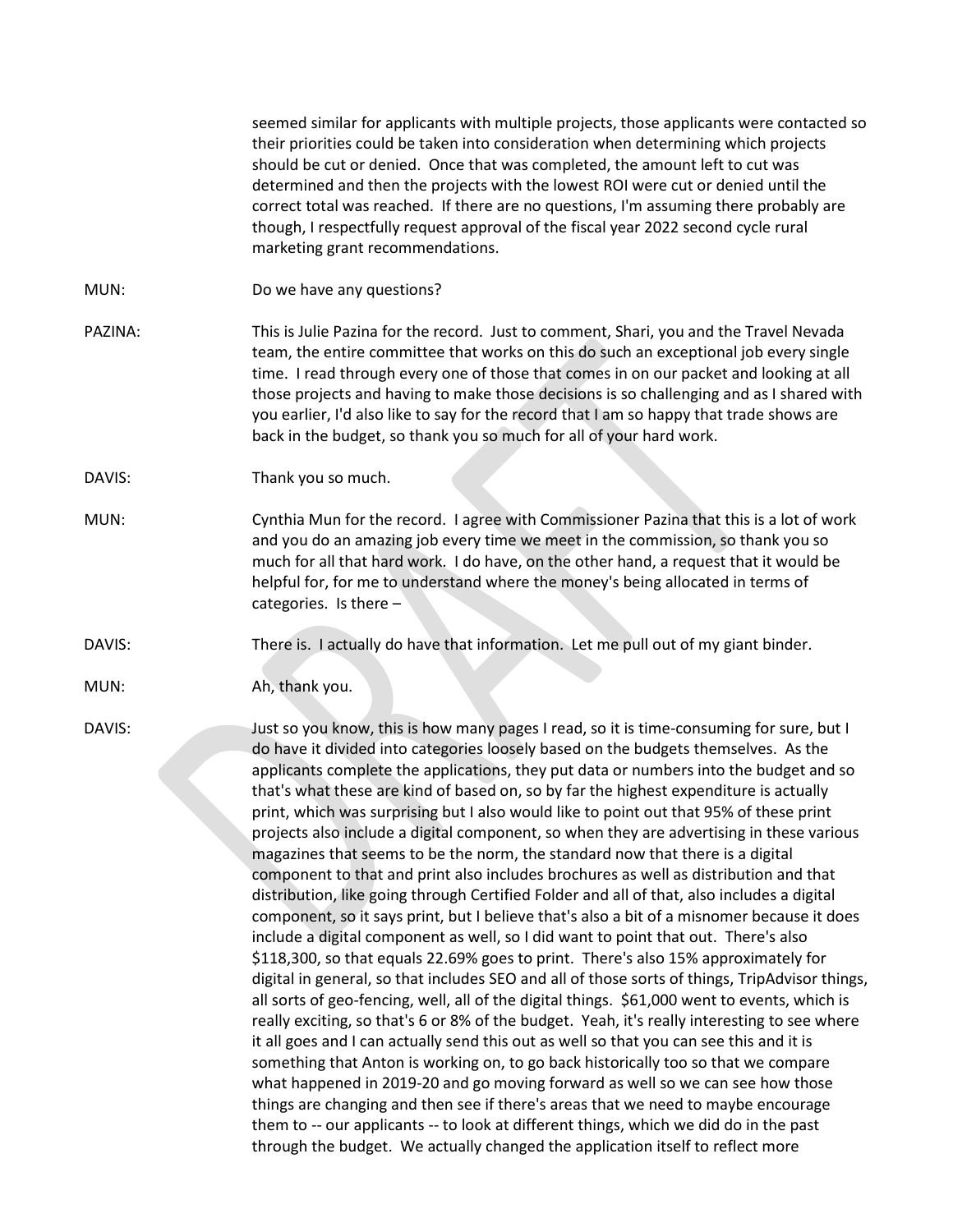seemed similar for applicants with multiple projects, those applicants were contacted so their priorities could be taken into consideration when determining which projects should be cut or denied. Once that was completed, the amount left to cut was determined and then the projects with the lowest ROI were cut or denied until the correct total was reached. If there are no questions, I'm assuming there probably are though, I respectfully request approval of the fiscal year 2022 second cycle rural marketing grant recommendations.

MUN: Do we have any questions?

PAZINA: This is Julie Pazina for the record. Just to comment, Shari, you and the Travel Nevada team, the entire committee that works on this do such an exceptional job every single time. I read through every one of those that comes in on our packet and looking at all those projects and having to make those decisions is so challenging and as I shared with you earlier, I'd also like to say for the record that I am so happy that trade shows are back in the budget, so thank you so much for all of your hard work.

DAVIS: Thank you so much.

MUN: Cynthia Mun for the record. I agree with Commissioner Pazina that this is a lot of work and you do an amazing job every time we meet in the commission, so thank you so much for all that hard work. I do have, on the other hand, a request that it would be helpful for, for me to understand where the money's being allocated in terms of categories. Is there –

DAVIS: There is. I actually do have that information. Let me pull out of my giant binder.

MUN: Ah, thank you.

DAVIS: Just so you know, this is how many pages I read, so it is time-consuming for sure, but I do have it divided into categories loosely based on the budgets themselves. As the applicants complete the applications, they put data or numbers into the budget and so that's what these are kind of based on, so by far the highest expenditure is actually print, which was surprising but I also would like to point out that 95% of these print projects also include a digital component, so when they are advertising in these various magazines that seems to be the norm, the standard now that there is a digital component to that and print also includes brochures as well as distribution and that distribution, like going through Certified Folder and all of that, also includes a digital component, so it says print, but I believe that's also a bit of a misnomer because it does include a digital component as well, so I did want to point that out. There's also $118,300, so that equals 22.69% goes to print. There's also 15% approximately for digital in general, so that includes SEO and all of those sorts of things, TripAdvisor things, all sorts of geo-fencing, well, all of the digital things. $61,000 went to events, which is really exciting, so that's 6 or 8% of the budget. Yeah, it's really interesting to see where it all goes and I can actually send this out as well so that you can see this and it is something that Anton is working on, to go back historically too so that we compare what happened in 2019-20 and go moving forward as well so we can see how those things are changing and then see if there's areas that we need to maybe encourage them to -- our applicants -- to look at different things, which we did do in the past through the budget. We actually changed the application itself to reflect more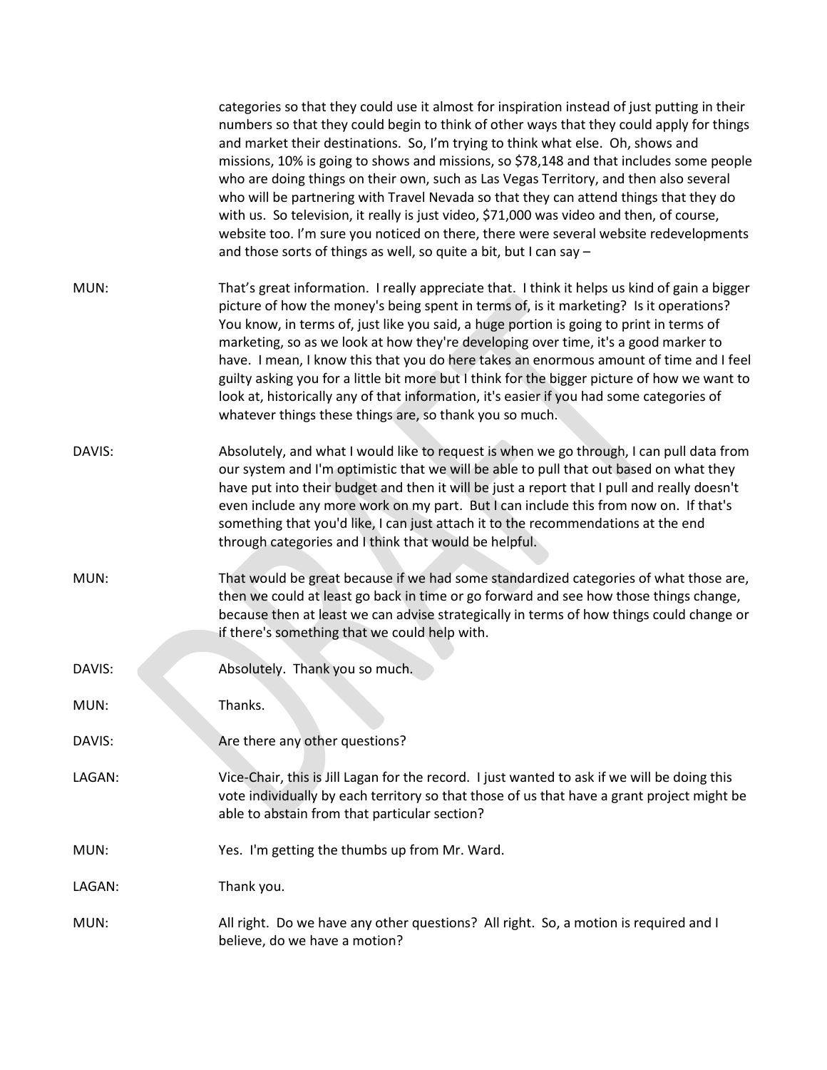categories so that they could use it almost for inspiration instead of just putting in their numbers so that they could begin to think of other ways that they could apply for things and market their destinations. So, I'm trying to think what else. Oh, shows and missions, 10% is going to shows and missions, so $78,148 and that includes some people who are doing things on their own, such as Las Vegas Territory, and then also several who will be partnering with Travel Nevada so that they can attend things that they do with us. So television, it really is just video, $71,000 was video and then, of course, website too. I'm sure you noticed on there, there were several website redevelopments and those sorts of things as well, so quite a bit, but I can say –

MUN: That's great information. I really appreciate that. I think it helps us kind of gain a bigger picture of how the money's being spent in terms of, is it marketing? Is it operations? You know, in terms of, just like you said, a huge portion is going to print in terms of marketing, so as we look at how they're developing over time, it's a good marker to have. I mean, I know this that you do here takes an enormous amount of time and I feel guilty asking you for a little bit more but I think for the bigger picture of how we want to look at, historically any of that information, it's easier if you had some categories of whatever things these things are, so thank you so much.

DAVIS: Absolutely, and what I would like to request is when we go through, I can pull data from our system and I'm optimistic that we will be able to pull that out based on what they have put into their budget and then it will be just a report that I pull and really doesn't even include any more work on my part. But I can include this from now on. If that's something that you'd like, I can just attach it to the recommendations at the end through categories and I think that would be helpful.

MUN: That would be great because if we had some standardized categories of what those are, then we could at least go back in time or go forward and see how those things change, because then at least we can advise strategically in terms of how things could change or if there's something that we could help with.

DAVIS: Absolutely. Thank you so much.

MUN: Thanks.

DAVIS: Are there any other questions?

LAGAN: Vice-Chair, this is Jill Lagan for the record. I just wanted to ask if we will be doing this vote individually by each territory so that those of us that have a grant project might be able to abstain from that particular section?

MUN: Yes. I'm getting the thumbs up from Mr. Ward.

LAGAN: Thank you.

MUN: All right. Do we have any other questions? All right. So, a motion is required and I believe, do we have a motion?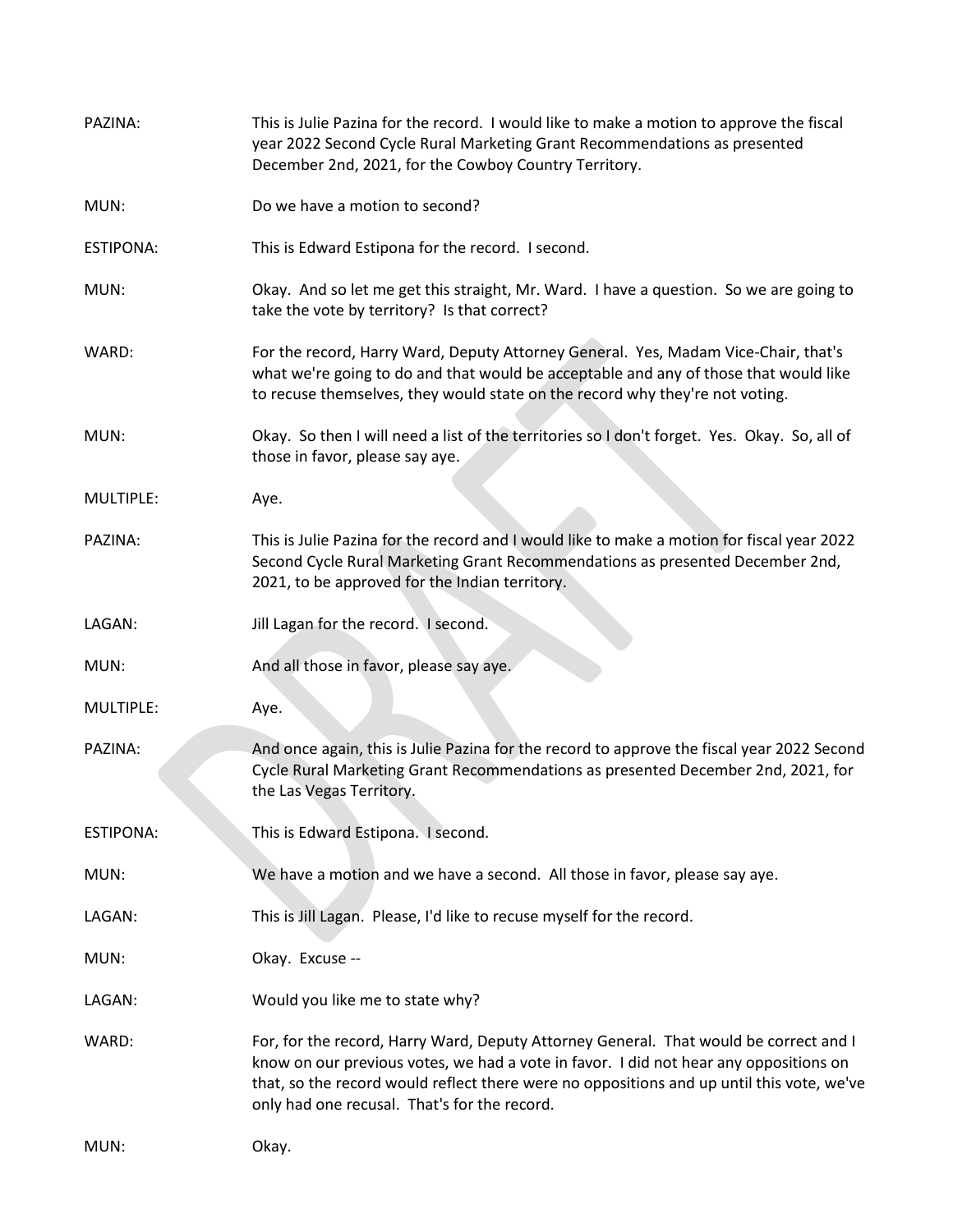PAZINA: This is Julie Pazina for the record. I would like to make a motion to approve the fiscal year 2022 Second Cycle Rural Marketing Grant Recommendations as presented December 2nd, 2021, for the Cowboy Country Territory.

MUN: Do we have a motion to second?

ESTIPONA: This is Edward Estipona for the record. I second.

MUN: Okay. And so let me get this straight, Mr. Ward. I have a question. So we are going to take the vote by territory? Is that correct?

WARD: For the record, Harry Ward, Deputy Attorney General. Yes, Madam Vice-Chair, that's what we're going to do and that would be acceptable and any of those that would like to recuse themselves, they would state on the record why they're not voting.

MUN: Okay. So then I will need a list of the territories so I don't forget. Yes. Okay. So, all of those in favor, please say aye.

MULTIPLE: Aye.

PAZINA: This is Julie Pazina for the record and I would like to make a motion for fiscal year 2022 Second Cycle Rural Marketing Grant Recommendations as presented December 2nd, 2021, to be approved for the Indian territory.

LAGAN: Jill Lagan for the record. I second.

MUN: And all those in favor, please say aye.

MULTIPLE: Aye.

PAZINA: And once again, this is Julie Pazina for the record to approve the fiscal year 2022 Second Cycle Rural Marketing Grant Recommendations as presented December 2nd, 2021, for the Las Vegas Territory.

ESTIPONA: This is Edward Estipona. I second.

MUN: We have a motion and we have a second. All those in favor, please say aye.

LAGAN: This is Jill Lagan. Please, I'd like to recuse myself for the record.

MUN: Okay. Excuse --

LAGAN: Would you like me to state why?

WARD: For, for the record, Harry Ward, Deputy Attorney General. That would be correct and I know on our previous votes, we had a vote in favor. I did not hear any oppositions on that, so the record would reflect there were no oppositions and up until this vote, we've only had one recusal. That's for the record.

MUN: Okay.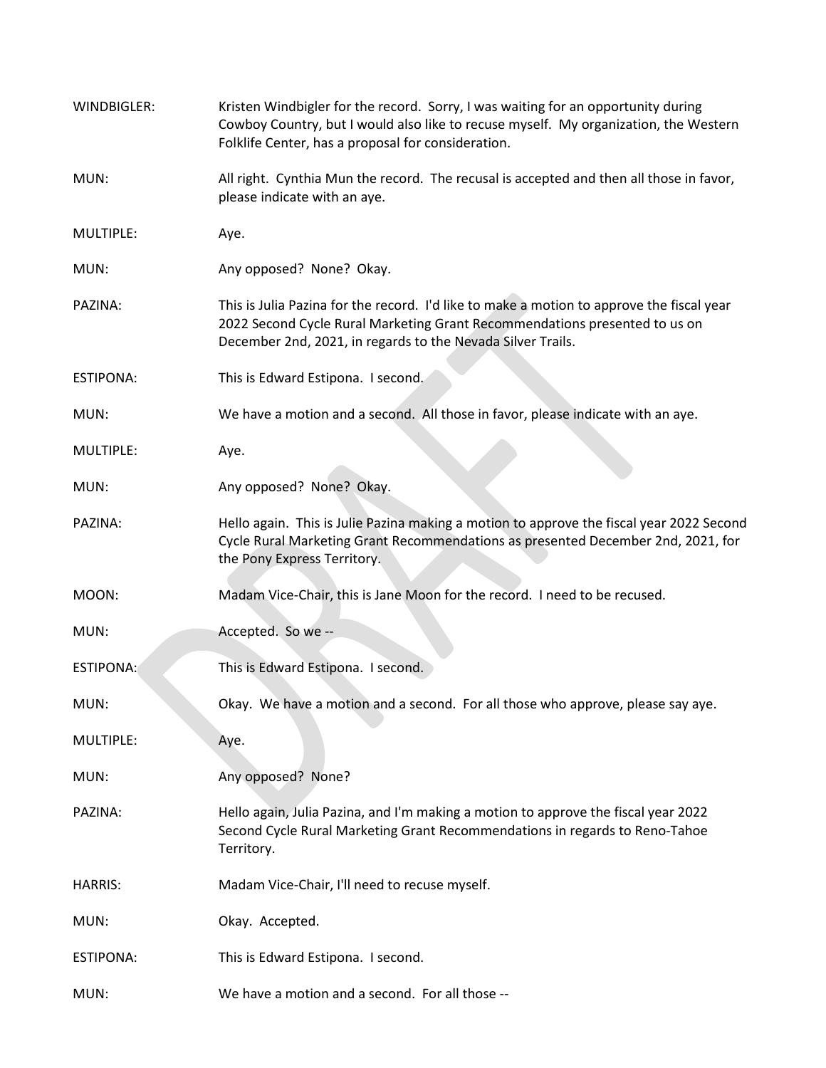WINDBIGLER: Kristen Windbigler for the record. Sorry, I was waiting for an opportunity during Cowboy Country, but I would also like to recuse myself. My organization, the Western Folklife Center, has a proposal for consideration.

MUN: All right. Cynthia Mun the record. The recusal is accepted and then all those in favor, please indicate with an aye.

MULTIPLE: Aye.

MUN: Any opposed? None? Okay.

PAZINA: This is Julia Pazina for the record. I'd like to make a motion to approve the fiscal year 2022 Second Cycle Rural Marketing Grant Recommendations presented to us on December 2nd, 2021, in regards to the Nevada Silver Trails.

ESTIPONA: This is Edward Estipona. I second.

MUN: We have a motion and a second. All those in favor, please indicate with an aye.

MULTIPLE: Aye.

MUN: Any opposed? None? Okay.

PAZINA: Hello again. This is Julie Pazina making a motion to approve the fiscal year 2022 Second Cycle Rural Marketing Grant Recommendations as presented December 2nd, 2021, for the Pony Express Territory.

MOON: Madam Vice-Chair, this is Jane Moon for the record. I need to be recused.

MUN: Accepted. So we --

ESTIPONA: This is Edward Estipona. I second.

MUN: Okay. We have a motion and a second. For all those who approve, please say aye.

MULTIPLE: Aye.

MUN: Any opposed? None?

PAZINA: Hello again, Julia Pazina, and I'm making a motion to approve the fiscal year 2022 Second Cycle Rural Marketing Grant Recommendations in regards to Reno-Tahoe Territory.

HARRIS: Madam Vice-Chair, I'll need to recuse myself.

MUN: Okay. Accepted.

ESTIPONA: This is Edward Estipona. I second.

MUN: We have a motion and a second. For all those --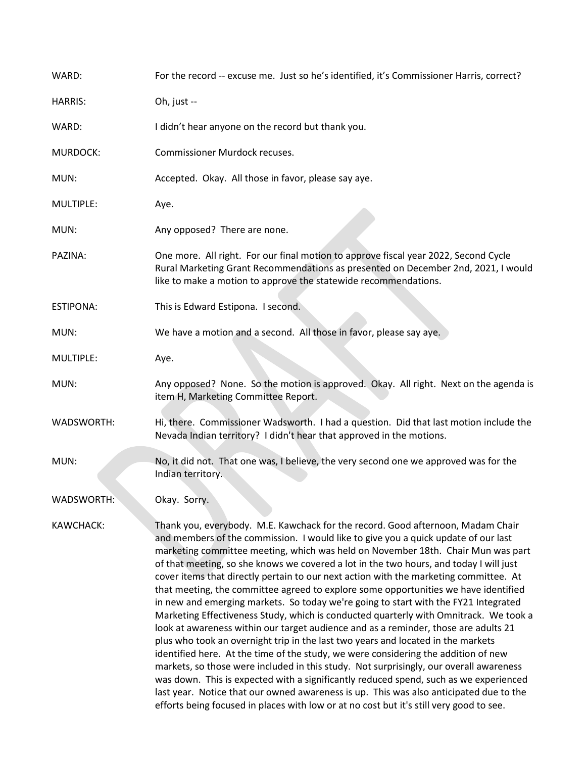WARD: For the record -- excuse me. Just so he's identified, it's Commissioner Harris, correct?

HARRIS: Oh, just --

WARD: I didn't hear anyone on the record but thank you.

MURDOCK: Commissioner Murdock recuses.

MUN: Accepted. Okay. All those in favor, please say aye.

MULTIPLE: Aye.

MUN: Any opposed? There are none.

PAZINA: One more. All right. For our final motion to approve fiscal year 2022, Second Cycle Rural Marketing Grant Recommendations as presented on December 2nd, 2021, I would like to make a motion to approve the statewide recommendations.

ESTIPONA: This is Edward Estipona. I second.

MUN: We have a motion and a second. All those in favor, please say aye.

MULTIPLE: Aye.

MUN: Any opposed? None. So the motion is approved. Okay. All right. Next on the agenda is item H, Marketing Committee Report.

WADSWORTH: Hi, there. Commissioner Wadsworth. I had a question. Did that last motion include the Nevada Indian territory? I didn't hear that approved in the motions.

MUN: No, it did not. That one was, I believe, the very second one we approved was for the Indian territory.

WADSWORTH: Okay. Sorry.

KAWCHACK: Thank you, everybody. M.E. Kawchack for the record. Good afternoon, Madam Chair and members of the commission. I would like to give you a quick update of our last marketing committee meeting, which was held on November 18th. Chair Mun was part of that meeting, so she knows we covered a lot in the two hours, and today I will just cover items that directly pertain to our next action with the marketing committee. At that meeting, the committee agreed to explore some opportunities we have identified in new and emerging markets. So today we're going to start with the FY21 Integrated Marketing Effectiveness Study, which is conducted quarterly with Omnitrack. We took a look at awareness within our target audience and as a reminder, those are adults 21 plus who took an overnight trip in the last two years and located in the markets identified here. At the time of the study, we were considering the addition of new markets, so those were included in this study. Not surprisingly, our overall awareness was down. This is expected with a significantly reduced spend, such as we experienced last year. Notice that our owned awareness is up. This was also anticipated due to the efforts being focused in places with low or at no cost but it's still very good to see.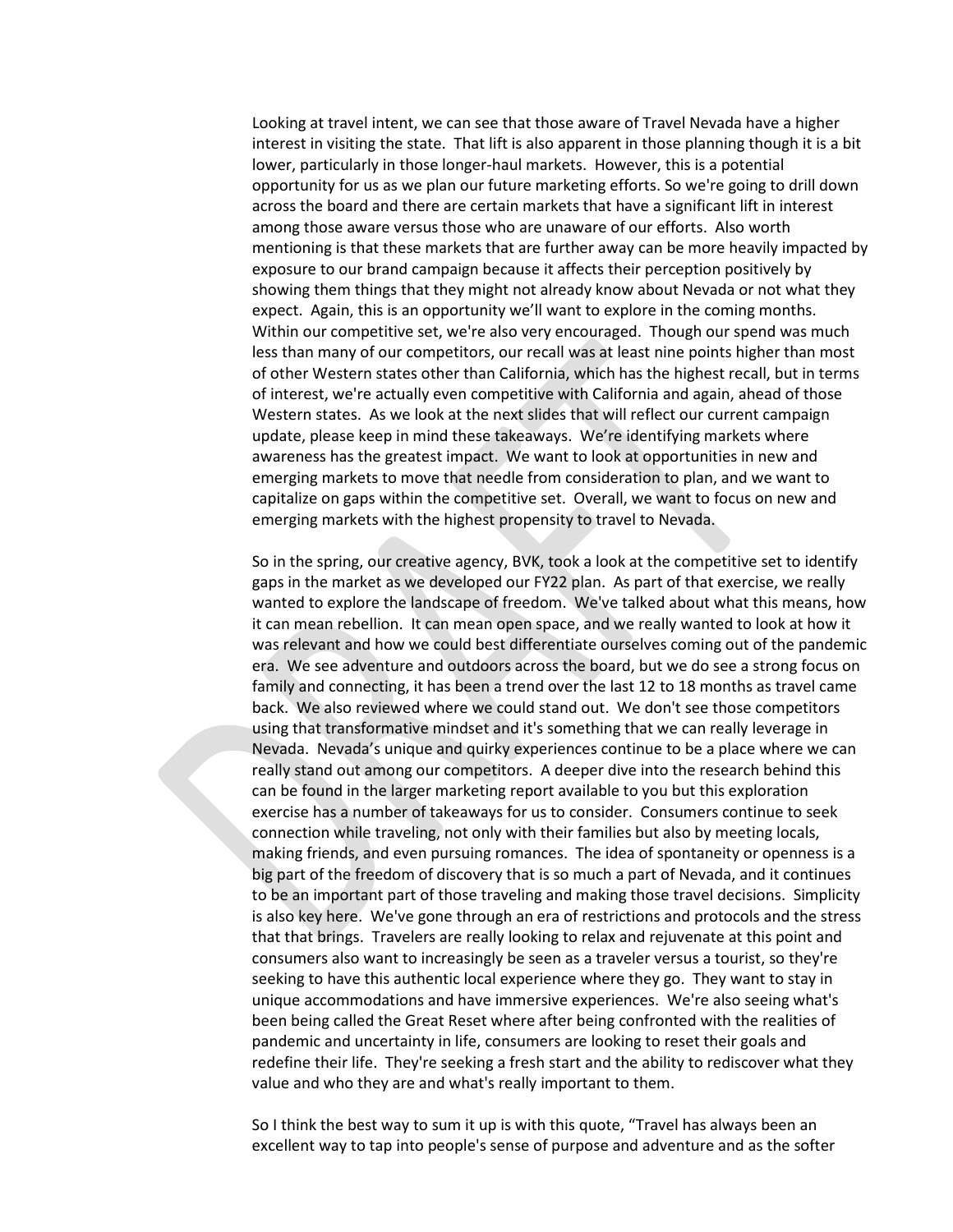Looking at travel intent, we can see that those aware of Travel Nevada have a higher interest in visiting the state. That lift is also apparent in those planning though it is a bit lower, particularly in those longer-haul markets. However, this is a potential opportunity for us as we plan our future marketing efforts. So we're going to drill down across the board and there are certain markets that have a significant lift in interest among those aware versus those who are unaware of our efforts. Also worth mentioning is that these markets that are further away can be more heavily impacted by exposure to our brand campaign because it affects their perception positively by showing them things that they might not already know about Nevada or not what they expect. Again, this is an opportunity we'll want to explore in the coming months. Within our competitive set, we're also very encouraged. Though our spend was much less than many of our competitors, our recall was at least nine points higher than most of other Western states other than California, which has the highest recall, but in terms of interest, we're actually even competitive with California and again, ahead of those Western states. As we look at the next slides that will reflect our current campaign update, please keep in mind these takeaways. We're identifying markets where awareness has the greatest impact. We want to look at opportunities in new and emerging markets to move that needle from consideration to plan, and we want to capitalize on gaps within the competitive set. Overall, we want to focus on new and emerging markets with the highest propensity to travel to Nevada.

So in the spring, our creative agency, BVK, took a look at the competitive set to identify gaps in the market as we developed our FY22 plan. As part of that exercise, we really wanted to explore the landscape of freedom. We've talked about what this means, how it can mean rebellion. It can mean open space, and we really wanted to look at how it was relevant and how we could best differentiate ourselves coming out of the pandemic era. We see adventure and outdoors across the board, but we do see a strong focus on family and connecting, it has been a trend over the last 12 to 18 months as travel came back. We also reviewed where we could stand out. We don't see those competitors using that transformative mindset and it's something that we can really leverage in Nevada. Nevada's unique and quirky experiences continue to be a place where we can really stand out among our competitors. A deeper dive into the research behind this can be found in the larger marketing report available to you but this exploration exercise has a number of takeaways for us to consider. Consumers continue to seek connection while traveling, not only with their families but also by meeting locals, making friends, and even pursuing romances. The idea of spontaneity or openness is a big part of the freedom of discovery that is so much a part of Nevada, and it continues to be an important part of those traveling and making those travel decisions. Simplicity is also key here. We've gone through an era of restrictions and protocols and the stress that that brings. Travelers are really looking to relax and rejuvenate at this point and consumers also want to increasingly be seen as a traveler versus a tourist, so they're seeking to have this authentic local experience where they go. They want to stay in unique accommodations and have immersive experiences. We're also seeing what's been being called the Great Reset where after being confronted with the realities of pandemic and uncertainty in life, consumers are looking to reset their goals and redefine their life. They're seeking a fresh start and the ability to rediscover what they value and who they are and what's really important to them.

So I think the best way to sum it up is with this quote, "Travel has always been an excellent way to tap into people's sense of purpose and adventure and as the softer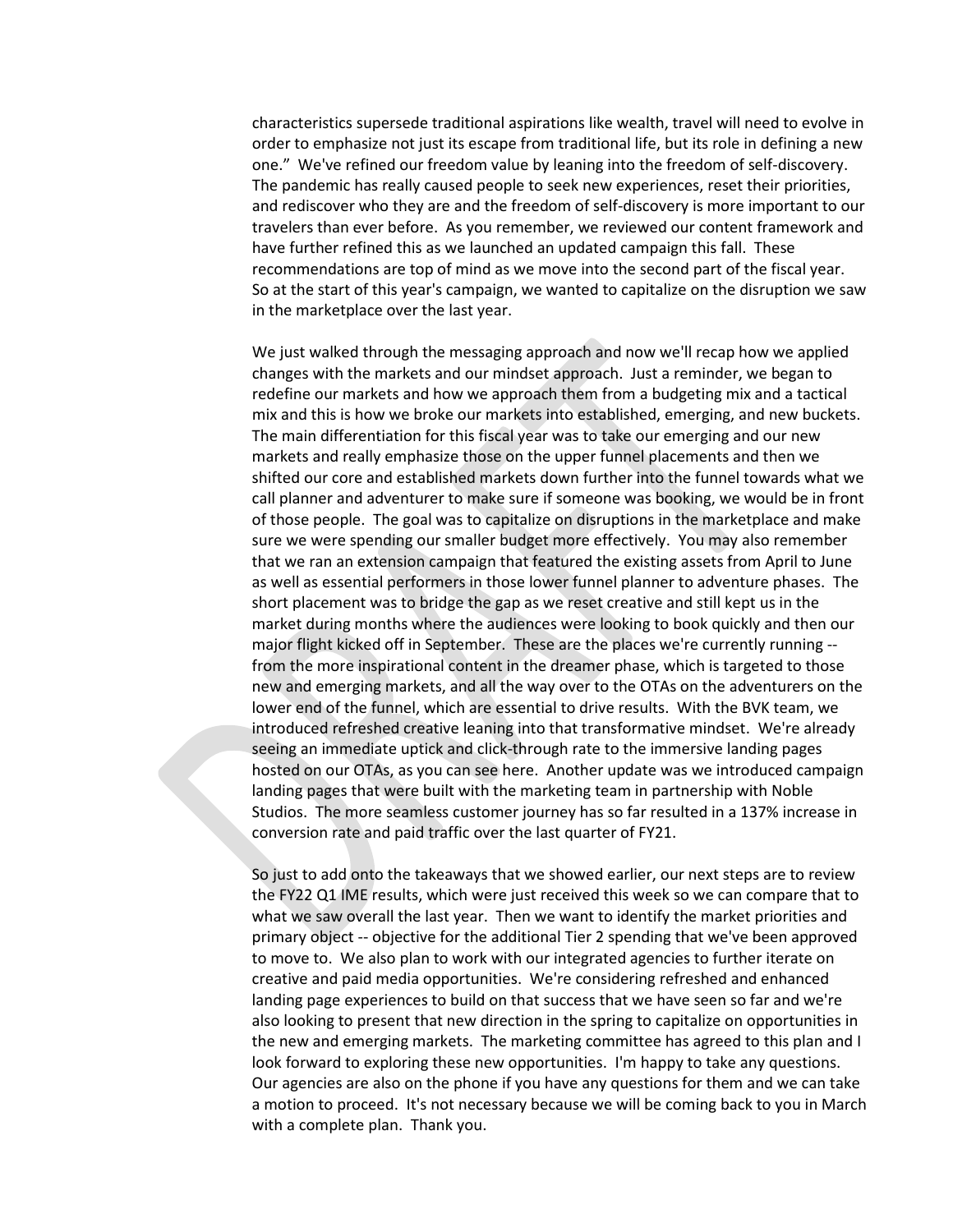characteristics supersede traditional aspirations like wealth, travel will need to evolve in order to emphasize not just its escape from traditional life, but its role in defining a new one." We've refined our freedom value by leaning into the freedom of self-discovery. The pandemic has really caused people to seek new experiences, reset their priorities, and rediscover who they are and the freedom of self-discovery is more important to our travelers than ever before. As you remember, we reviewed our content framework and have further refined this as we launched an updated campaign this fall. These recommendations are top of mind as we move into the second part of the fiscal year. So at the start of this year's campaign, we wanted to capitalize on the disruption we saw in the marketplace over the last year.

We just walked through the messaging approach and now we'll recap how we applied changes with the markets and our mindset approach. Just a reminder, we began to redefine our markets and how we approach them from a budgeting mix and a tactical mix and this is how we broke our markets into established, emerging, and new buckets. The main differentiation for this fiscal year was to take our emerging and our new markets and really emphasize those on the upper funnel placements and then we shifted our core and established markets down further into the funnel towards what we call planner and adventurer to make sure if someone was booking, we would be in front of those people. The goal was to capitalize on disruptions in the marketplace and make sure we were spending our smaller budget more effectively. You may also remember that we ran an extension campaign that featured the existing assets from April to June as well as essential performers in those lower funnel planner to adventure phases. The short placement was to bridge the gap as we reset creative and still kept us in the market during months where the audiences were looking to book quickly and then our major flight kicked off in September. These are the places we're currently running -- from the more inspirational content in the dreamer phase, which is targeted to those new and emerging markets, and all the way over to the OTAs on the adventurers on the lower end of the funnel, which are essential to drive results. With the BVK team, we introduced refreshed creative leaning into that transformative mindset. We're already seeing an immediate uptick and click-through rate to the immersive landing pages hosted on our OTAs, as you can see here. Another update was we introduced campaign landing pages that were built with the marketing team in partnership with Noble Studios. The more seamless customer journey has so far resulted in a 137% increase in conversion rate and paid traffic over the last quarter of FY21.

So just to add onto the takeaways that we showed earlier, our next steps are to review the FY22 Q1 IME results, which were just received this week so we can compare that to what we saw overall the last year. Then we want to identify the market priorities and primary object -- objective for the additional Tier 2 spending that we've been approved to move to. We also plan to work with our integrated agencies to further iterate on creative and paid media opportunities. We're considering refreshed and enhanced landing page experiences to build on that success that we have seen so far and we're also looking to present that new direction in the spring to capitalize on opportunities in the new and emerging markets. The marketing committee has agreed to this plan and I look forward to exploring these new opportunities. I'm happy to take any questions. Our agencies are also on the phone if you have any questions for them and we can take a motion to proceed. It's not necessary because we will be coming back to you in March with a complete plan. Thank you.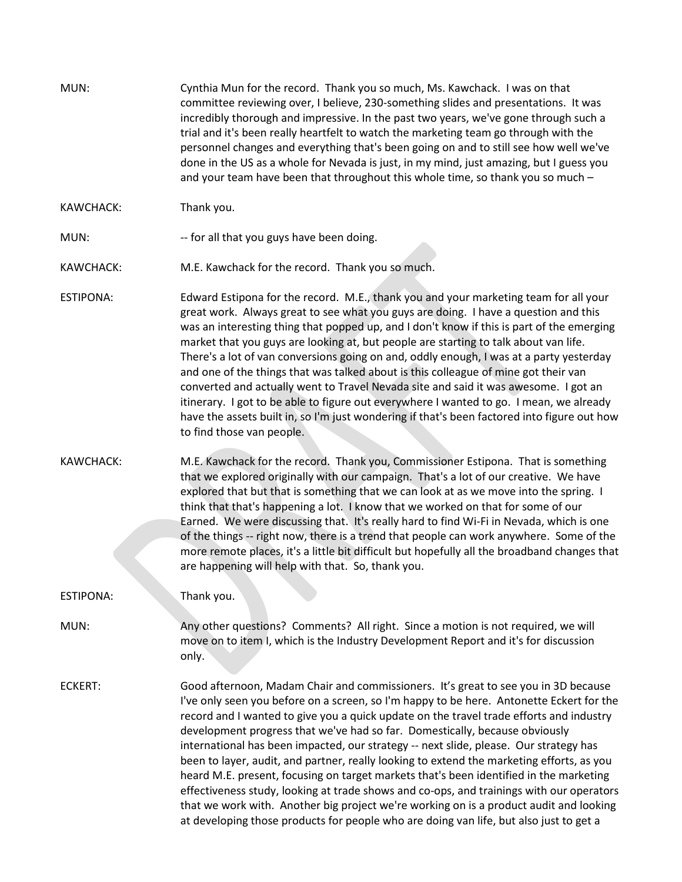MUN: Cynthia Mun for the record. Thank you so much, Ms. Kawchack. I was on that committee reviewing over, I believe, 230-something slides and presentations. It was incredibly thorough and impressive. In the past two years, we've gone through such a trial and it's been really heartfelt to watch the marketing team go through with the personnel changes and everything that's been going on and to still see how well we've done in the US as a whole for Nevada is just, in my mind, just amazing, but I guess you and your team have been that throughout this whole time, so thank you so much –

KAWCHACK: Thank you.

MUN: -- for all that you guys have been doing.

KAWCHACK: M.E. Kawchack for the record. Thank you so much.

ESTIPONA: Edward Estipona for the record. M.E., thank you and your marketing team for all your great work. Always great to see what you guys are doing. I have a question and this was an interesting thing that popped up, and I don't know if this is part of the emerging market that you guys are looking at, but people are starting to talk about van life. There's a lot of van conversions going on and, oddly enough, I was at a party yesterday and one of the things that was talked about is this colleague of mine got their van converted and actually went to Travel Nevada site and said it was awesome. I got an itinerary. I got to be able to figure out everywhere I wanted to go. I mean, we already have the assets built in, so I'm just wondering if that's been factored into figure out how to find those van people.

KAWCHACK: M.E. Kawchack for the record. Thank you, Commissioner Estipona. That is something that we explored originally with our campaign. That's a lot of our creative. We have explored that but that is something that we can look at as we move into the spring. I think that that's happening a lot. I know that we worked on that for some of our Earned. We were discussing that. It's really hard to find Wi-Fi in Nevada, which is one of the things -- right now, there is a trend that people can work anywhere. Some of the more remote places, it's a little bit difficult but hopefully all the broadband changes that are happening will help with that. So, thank you.

ESTIPONA: Thank you.

MUN: Any other questions? Comments? All right. Since a motion is not required, we will move on to item I, which is the Industry Development Report and it's for discussion only.

ECKERT: Good afternoon, Madam Chair and commissioners. It's great to see you in 3D because I've only seen you before on a screen, so I'm happy to be here. Antonette Eckert for the record and I wanted to give you a quick update on the travel trade efforts and industry development progress that we've had so far. Domestically, because obviously international has been impacted, our strategy -- next slide, please. Our strategy has been to layer, audit, and partner, really looking to extend the marketing efforts, as you heard M.E. present, focusing on target markets that's been identified in the marketing effectiveness study, looking at trade shows and co-ops, and trainings with our operators that we work with. Another big project we're working on is a product audit and looking at developing those products for people who are doing van life, but also just to get a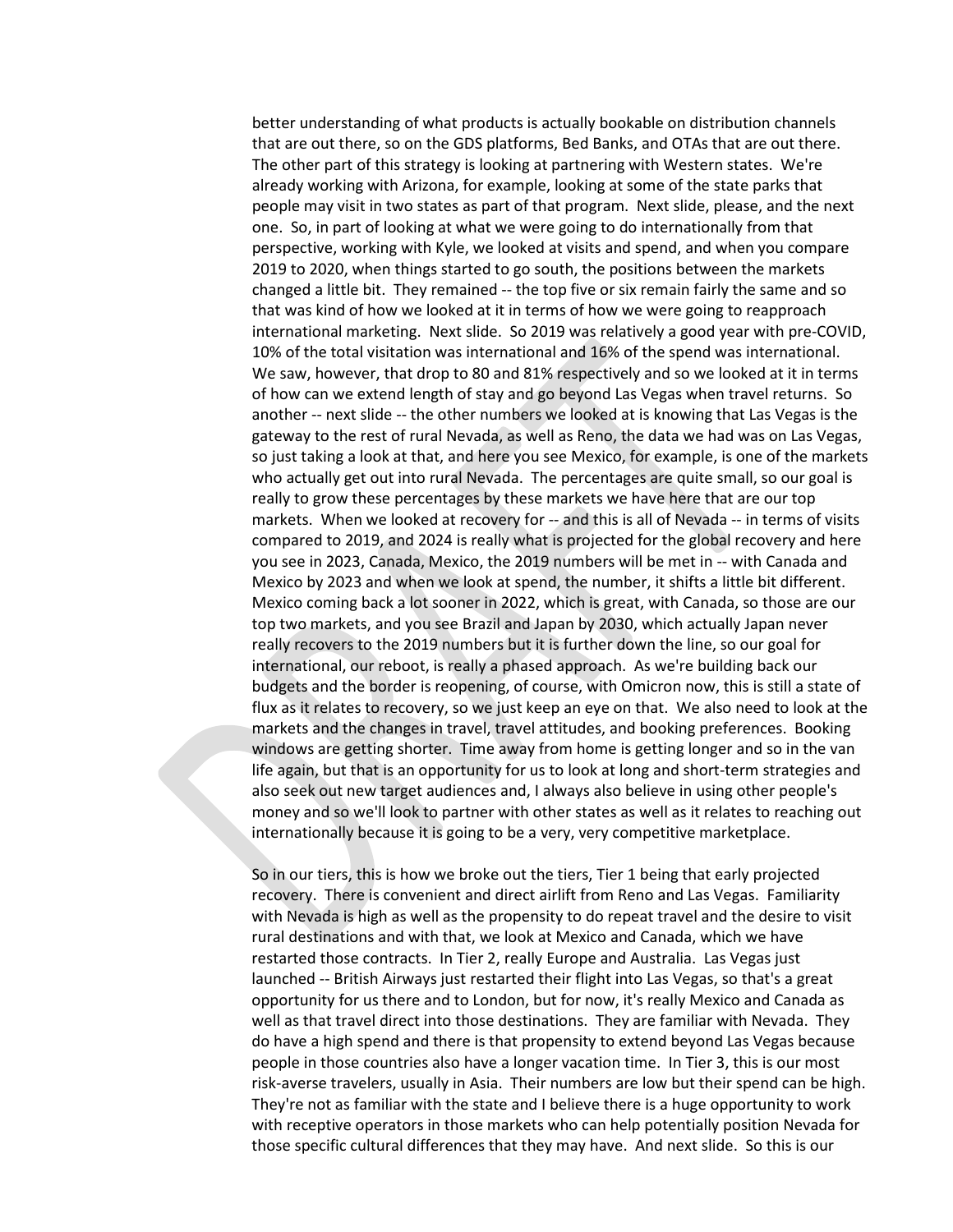better understanding of what products is actually bookable on distribution channels that are out there, so on the GDS platforms, Bed Banks, and OTAs that are out there. The other part of this strategy is looking at partnering with Western states. We're already working with Arizona, for example, looking at some of the state parks that people may visit in two states as part of that program. Next slide, please, and the next one. So, in part of looking at what we were going to do internationally from that perspective, working with Kyle, we looked at visits and spend, and when you compare 2019 to 2020, when things started to go south, the positions between the markets changed a little bit. They remained -- the top five or six remain fairly the same and so that was kind of how we looked at it in terms of how we were going to reapproach international marketing. Next slide. So 2019 was relatively a good year with pre-COVID, 10% of the total visitation was international and 16% of the spend was international. We saw, however, that drop to 80 and 81% respectively and so we looked at it in terms of how can we extend length of stay and go beyond Las Vegas when travel returns. So another -- next slide -- the other numbers we looked at is knowing that Las Vegas is the gateway to the rest of rural Nevada, as well as Reno, the data we had was on Las Vegas, so just taking a look at that, and here you see Mexico, for example, is one of the markets who actually get out into rural Nevada. The percentages are quite small, so our goal is really to grow these percentages by these markets we have here that are our top markets. When we looked at recovery for -- and this is all of Nevada -- in terms of visits compared to 2019, and 2024 is really what is projected for the global recovery and here you see in 2023, Canada, Mexico, the 2019 numbers will be met in -- with Canada and Mexico by 2023 and when we look at spend, the number, it shifts a little bit different. Mexico coming back a lot sooner in 2022, which is great, with Canada, so those are our top two markets, and you see Brazil and Japan by 2030, which actually Japan never really recovers to the 2019 numbers but it is further down the line, so our goal for international, our reboot, is really a phased approach. As we're building back our budgets and the border is reopening, of course, with Omicron now, this is still a state of flux as it relates to recovery, so we just keep an eye on that. We also need to look at the markets and the changes in travel, travel attitudes, and booking preferences. Booking windows are getting shorter. Time away from home is getting longer and so in the van life again, but that is an opportunity for us to look at long and short-term strategies and also seek out new target audiences and, I always also believe in using other people's money and so we'll look to partner with other states as well as it relates to reaching out internationally because it is going to be a very, very competitive marketplace.

So in our tiers, this is how we broke out the tiers, Tier 1 being that early projected recovery. There is convenient and direct airlift from Reno and Las Vegas. Familiarity with Nevada is high as well as the propensity to do repeat travel and the desire to visit rural destinations and with that, we look at Mexico and Canada, which we have restarted those contracts. In Tier 2, really Europe and Australia. Las Vegas just launched -- British Airways just restarted their flight into Las Vegas, so that's a great opportunity for us there and to London, but for now, it's really Mexico and Canada as well as that travel direct into those destinations. They are familiar with Nevada. They do have a high spend and there is that propensity to extend beyond Las Vegas because people in those countries also have a longer vacation time. In Tier 3, this is our most risk-averse travelers, usually in Asia. Their numbers are low but their spend can be high. They're not as familiar with the state and I believe there is a huge opportunity to work with receptive operators in those markets who can help potentially position Nevada for those specific cultural differences that they may have. And next slide. So this is our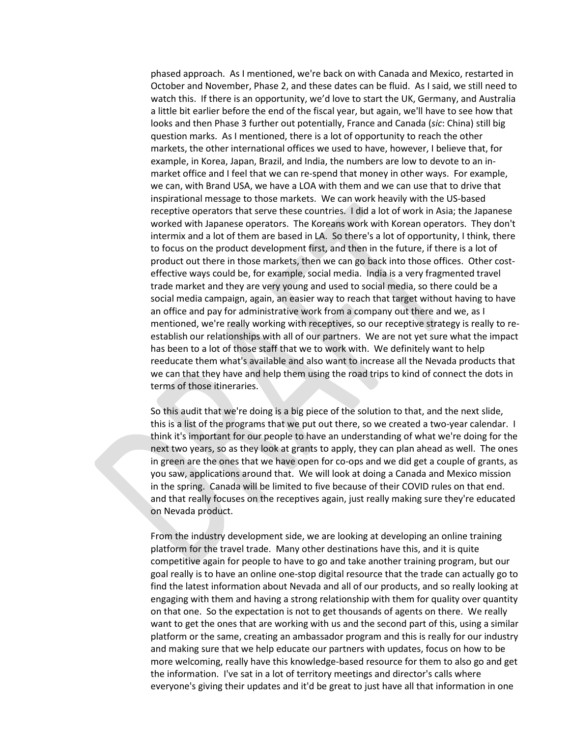phased approach. As I mentioned, we're back on with Canada and Mexico, restarted in October and November, Phase 2, and these dates can be fluid. As I said, we still need to watch this. If there is an opportunity, we'd love to start the UK, Germany, and Australia a little bit earlier before the end of the fiscal year, but again, we'll have to see how that looks and then Phase 3 further out potentially, France and Canada (*sic*: China) still big question marks. As I mentioned, there is a lot of opportunity to reach the other markets, the other international offices we used to have, however, I believe that, for example, in Korea, Japan, Brazil, and India, the numbers are low to devote to an in-market office and I feel that we can re-spend that money in other ways. For example, we can, with Brand USA, we have a LOA with them and we can use that to drive that inspirational message to those markets. We can work heavily with the US-based receptive operators that serve these countries. I did a lot of work in Asia; the Japanese worked with Japanese operators. The Koreans work with Korean operators. They don't intermix and a lot of them are based in LA. So there's a lot of opportunity, I think, there to focus on the product development first, and then in the future, if there is a lot of product out there in those markets, then we can go back into those offices. Other cost-effective ways could be, for example, social media. India is a very fragmented travel trade market and they are very young and used to social media, so there could be a social media campaign, again, an easier way to reach that target without having to have an office and pay for administrative work from a company out there and we, as I mentioned, we're really working with receptives, so our receptive strategy is really to re-establish our relationships with all of our partners. We are not yet sure what the impact has been to a lot of those staff that we to work with. We definitely want to help reeducate them what's available and also want to increase all the Nevada products that we can that they have and help them using the road trips to kind of connect the dots in terms of those itineraries.

So this audit that we're doing is a big piece of the solution to that, and the next slide, this is a list of the programs that we put out there, so we created a two-year calendar. I think it's important for our people to have an understanding of what we're doing for the next two years, so as they look at grants to apply, they can plan ahead as well. The ones in green are the ones that we have open for co-ops and we did get a couple of grants, as you saw, applications around that. We will look at doing a Canada and Mexico mission in the spring. Canada will be limited to five because of their COVID rules on that end. and that really focuses on the receptives again, just really making sure they're educated on Nevada product.

From the industry development side, we are looking at developing an online training platform for the travel trade. Many other destinations have this, and it is quite competitive again for people to have to go and take another training program, but our goal really is to have an online one-stop digital resource that the trade can actually go to find the latest information about Nevada and all of our products, and so really looking at engaging with them and having a strong relationship with them for quality over quantity on that one. So the expectation is not to get thousands of agents on there. We really want to get the ones that are working with us and the second part of this, using a similar platform or the same, creating an ambassador program and this is really for our industry and making sure that we help educate our partners with updates, focus on how to be more welcoming, really have this knowledge-based resource for them to also go and get the information. I've sat in a lot of territory meetings and director's calls where everyone's giving their updates and it'd be great to just have all that information in one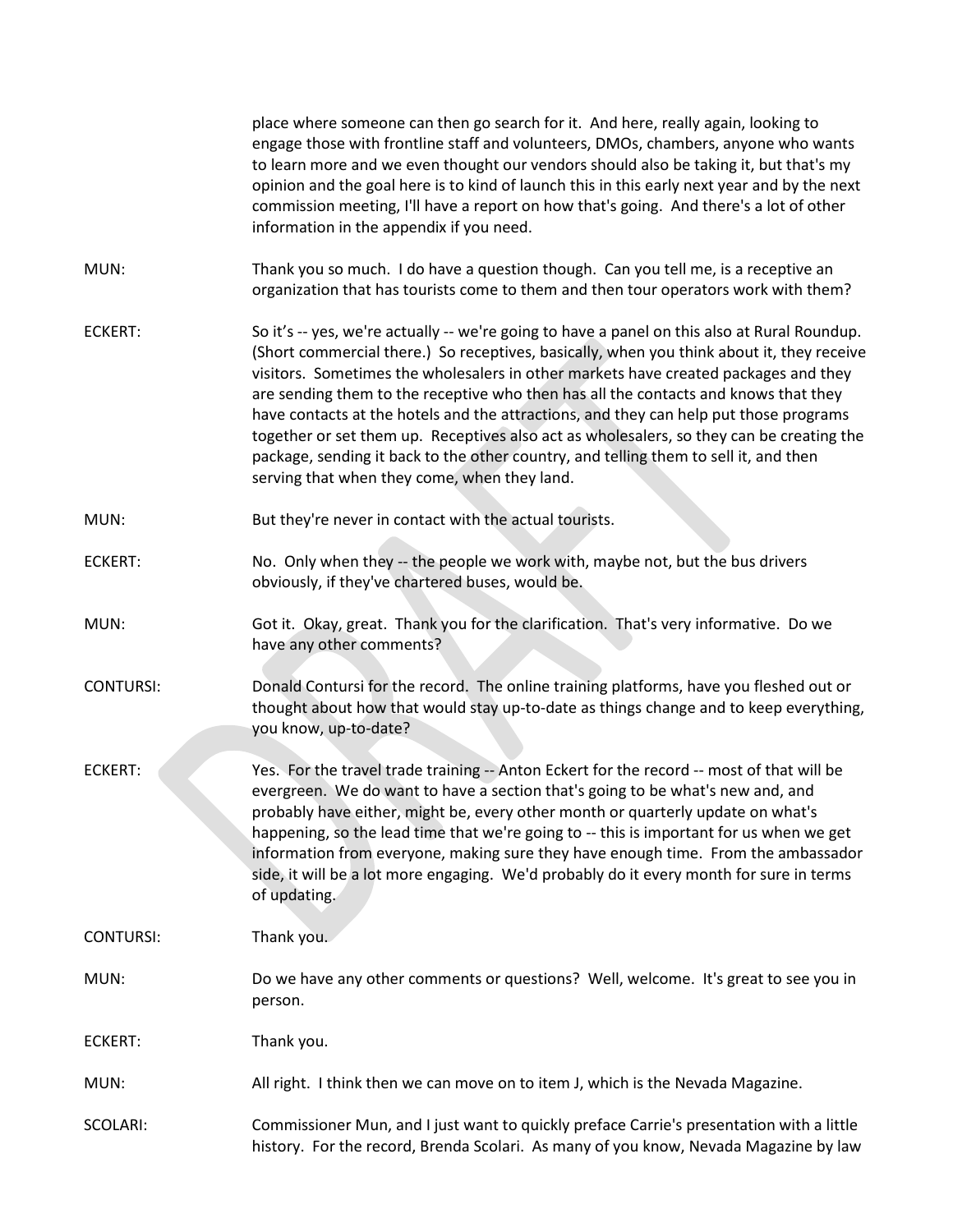place where someone can then go search for it. And here, really again, looking to engage those with frontline staff and volunteers, DMOs, chambers, anyone who wants to learn more and we even thought our vendors should also be taking it, but that's my opinion and the goal here is to kind of launch this in this early next year and by the next commission meeting, I'll have a report on how that's going. And there's a lot of other information in the appendix if you need.

MUN: Thank you so much. I do have a question though. Can you tell me, is a receptive an organization that has tourists come to them and then tour operators work with them?

ECKERT: So it's -- yes, we're actually -- we're going to have a panel on this also at Rural Roundup. (Short commercial there.) So receptives, basically, when you think about it, they receive visitors. Sometimes the wholesalers in other markets have created packages and they are sending them to the receptive who then has all the contacts and knows that they have contacts at the hotels and the attractions, and they can help put those programs together or set them up. Receptives also act as wholesalers, so they can be creating the package, sending it back to the other country, and telling them to sell it, and then serving that when they come, when they land.

MUN: But they're never in contact with the actual tourists.

ECKERT: No. Only when they -- the people we work with, maybe not, but the bus drivers obviously, if they've chartered buses, would be.

MUN: Got it. Okay, great. Thank you for the clarification. That's very informative. Do we have any other comments?

CONTURSI: Donald Contursi for the record. The online training platforms, have you fleshed out or thought about how that would stay up-to-date as things change and to keep everything, you know, up-to-date?

ECKERT: Yes. For the travel trade training -- Anton Eckert for the record -- most of that will be evergreen. We do want to have a section that's going to be what's new and, and probably have either, might be, every other month or quarterly update on what's happening, so the lead time that we're going to -- this is important for us when we get information from everyone, making sure they have enough time. From the ambassador side, it will be a lot more engaging. We'd probably do it every month for sure in terms of updating.

CONTURSI: Thank you.

MUN: Do we have any other comments or questions? Well, welcome. It's great to see you in person.

ECKERT: Thank you.

MUN: All right. I think then we can move on to item J, which is the Nevada Magazine.

SCOLARI: Commissioner Mun, and I just want to quickly preface Carrie's presentation with a little history. For the record, Brenda Scolari. As many of you know, Nevada Magazine by law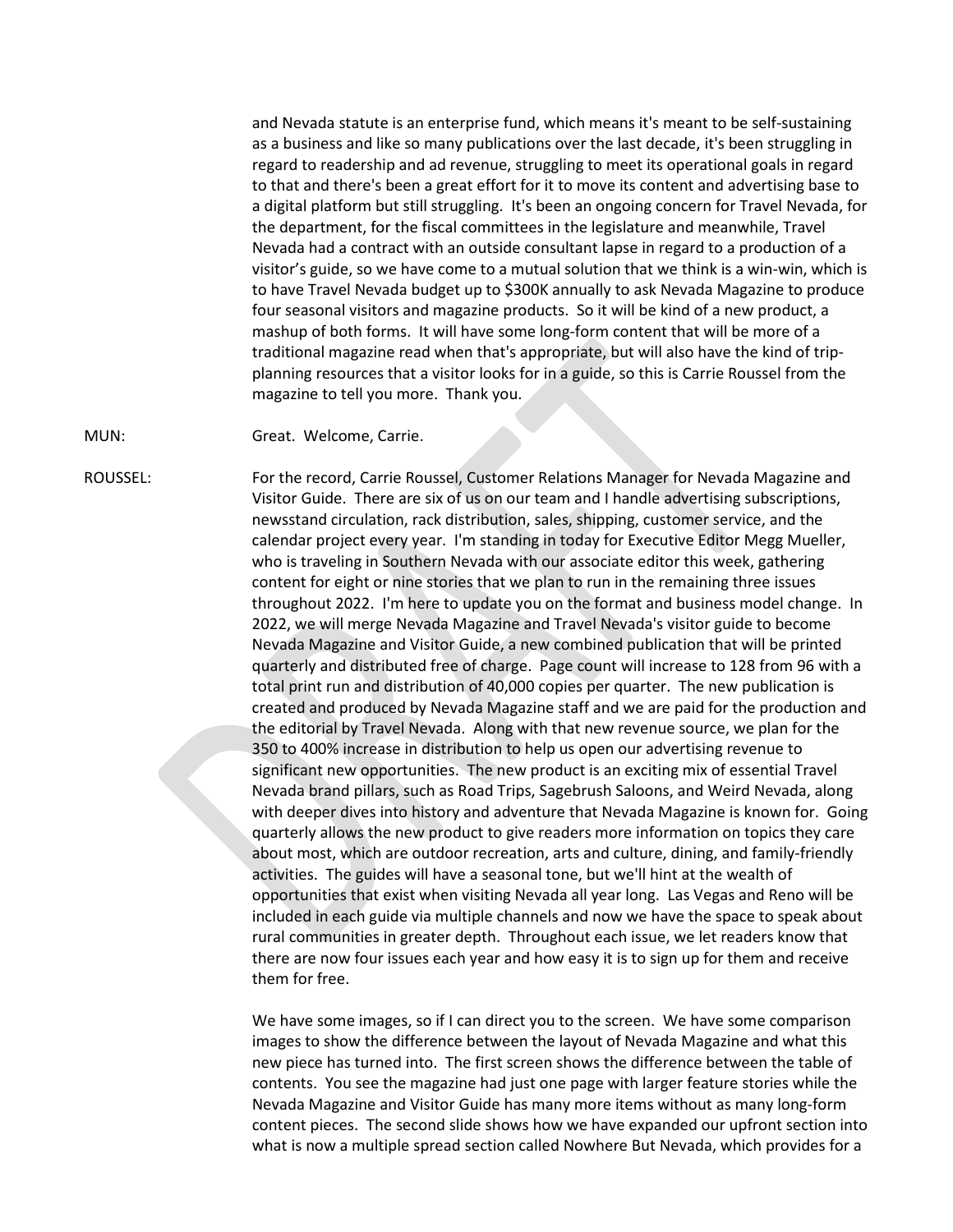and Nevada statute is an enterprise fund, which means it's meant to be self-sustaining as a business and like so many publications over the last decade, it's been struggling in regard to readership and ad revenue, struggling to meet its operational goals in regard to that and there's been a great effort for it to move its content and advertising base to a digital platform but still struggling. It's been an ongoing concern for Travel Nevada, for the department, for the fiscal committees in the legislature and meanwhile, Travel Nevada had a contract with an outside consultant lapse in regard to a production of a visitor's guide, so we have come to a mutual solution that we think is a win-win, which is to have Travel Nevada budget up to $300K annually to ask Nevada Magazine to produce four seasonal visitors and magazine products. So it will be kind of a new product, a mashup of both forms. It will have some long-form content that will be more of a traditional magazine read when that's appropriate, but will also have the kind of trip-planning resources that a visitor looks for in a guide, so this is Carrie Roussel from the magazine to tell you more. Thank you.

MUN: Great. Welcome, Carrie.

ROUSSEL: For the record, Carrie Roussel, Customer Relations Manager for Nevada Magazine and Visitor Guide. There are six of us on our team and I handle advertising subscriptions, newsstand circulation, rack distribution, sales, shipping, customer service, and the calendar project every year. I'm standing in today for Executive Editor Megg Mueller, who is traveling in Southern Nevada with our associate editor this week, gathering content for eight or nine stories that we plan to run in the remaining three issues throughout 2022. I'm here to update you on the format and business model change. In 2022, we will merge Nevada Magazine and Travel Nevada's visitor guide to become Nevada Magazine and Visitor Guide, a new combined publication that will be printed quarterly and distributed free of charge. Page count will increase to 128 from 96 with a total print run and distribution of 40,000 copies per quarter. The new publication is created and produced by Nevada Magazine staff and we are paid for the production and the editorial by Travel Nevada. Along with that new revenue source, we plan for the 350 to 400% increase in distribution to help us open our advertising revenue to significant new opportunities. The new product is an exciting mix of essential Travel Nevada brand pillars, such as Road Trips, Sagebrush Saloons, and Weird Nevada, along with deeper dives into history and adventure that Nevada Magazine is known for. Going quarterly allows the new product to give readers more information on topics they care about most, which are outdoor recreation, arts and culture, dining, and family-friendly activities. The guides will have a seasonal tone, but we'll hint at the wealth of opportunities that exist when visiting Nevada all year long. Las Vegas and Reno will be included in each guide via multiple channels and now we have the space to speak about rural communities in greater depth. Throughout each issue, we let readers know that there are now four issues each year and how easy it is to sign up for them and receive them for free.

We have some images, so if I can direct you to the screen. We have some comparison images to show the difference between the layout of Nevada Magazine and what this new piece has turned into. The first screen shows the difference between the table of contents. You see the magazine had just one page with larger feature stories while the Nevada Magazine and Visitor Guide has many more items without as many long-form content pieces. The second slide shows how we have expanded our upfront section into what is now a multiple spread section called Nowhere But Nevada, which provides for a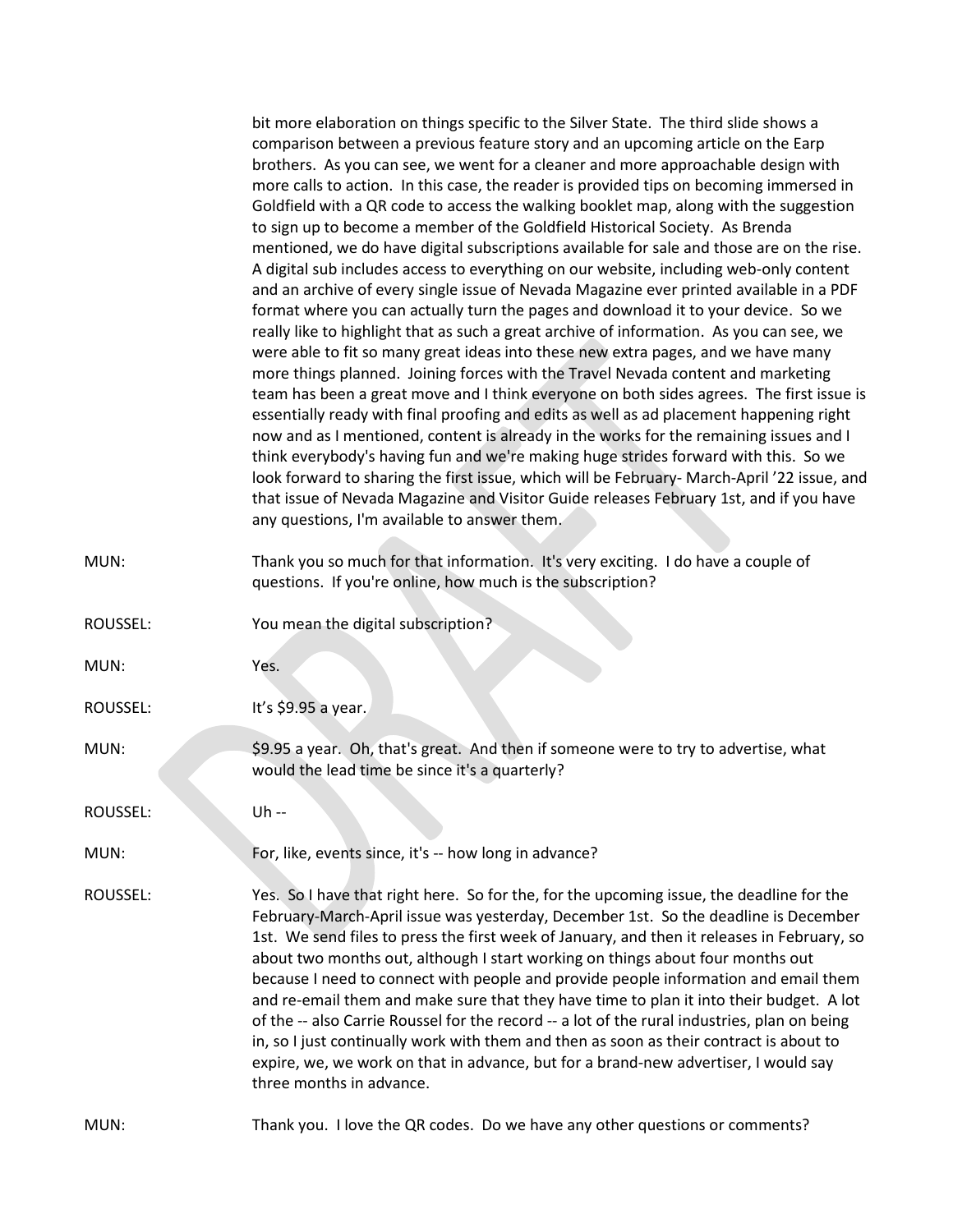bit more elaboration on things specific to the Silver State. The third slide shows a comparison between a previous feature story and an upcoming article on the Earp brothers. As you can see, we went for a cleaner and more approachable design with more calls to action. In this case, the reader is provided tips on becoming immersed in Goldfield with a QR code to access the walking booklet map, along with the suggestion to sign up to become a member of the Goldfield Historical Society. As Brenda mentioned, we do have digital subscriptions available for sale and those are on the rise. A digital sub includes access to everything on our website, including web-only content and an archive of every single issue of Nevada Magazine ever printed available in a PDF format where you can actually turn the pages and download it to your device. So we really like to highlight that as such a great archive of information. As you can see, we were able to fit so many great ideas into these new extra pages, and we have many more things planned. Joining forces with the Travel Nevada content and marketing team has been a great move and I think everyone on both sides agrees. The first issue is essentially ready with final proofing and edits as well as ad placement happening right now and as I mentioned, content is already in the works for the remaining issues and I think everybody's having fun and we're making huge strides forward with this. So we look forward to sharing the first issue, which will be February- March-April '22 issue, and that issue of Nevada Magazine and Visitor Guide releases February 1st, and if you have any questions, I'm available to answer them.

MUN: Thank you so much for that information. It's very exciting. I do have a couple of questions. If you're online, how much is the subscription?

ROUSSEL: You mean the digital subscription?

MUN: Yes.

ROUSSEL: It's $9.95 a year.

MUN: $9.95 a year. Oh, that's great. And then if someone were to try to advertise, what would the lead time be since it's a quarterly?

ROUSSEL: Uh --

MUN: For, like, events since, it's -- how long in advance?

ROUSSEL: Yes. So I have that right here. So for the, for the upcoming issue, the deadline for the February-March-April issue was yesterday, December 1st. So the deadline is December 1st. We send files to press the first week of January, and then it releases in February, so about two months out, although I start working on things about four months out because I need to connect with people and provide people information and email them and re-email them and make sure that they have time to plan it into their budget. A lot of the -- also Carrie Roussel for the record -- a lot of the rural industries, plan on being in, so I just continually work with them and then as soon as their contract is about to expire, we, we work on that in advance, but for a brand-new advertiser, I would say three months in advance.

MUN: Thank you. I love the QR codes. Do we have any other questions or comments?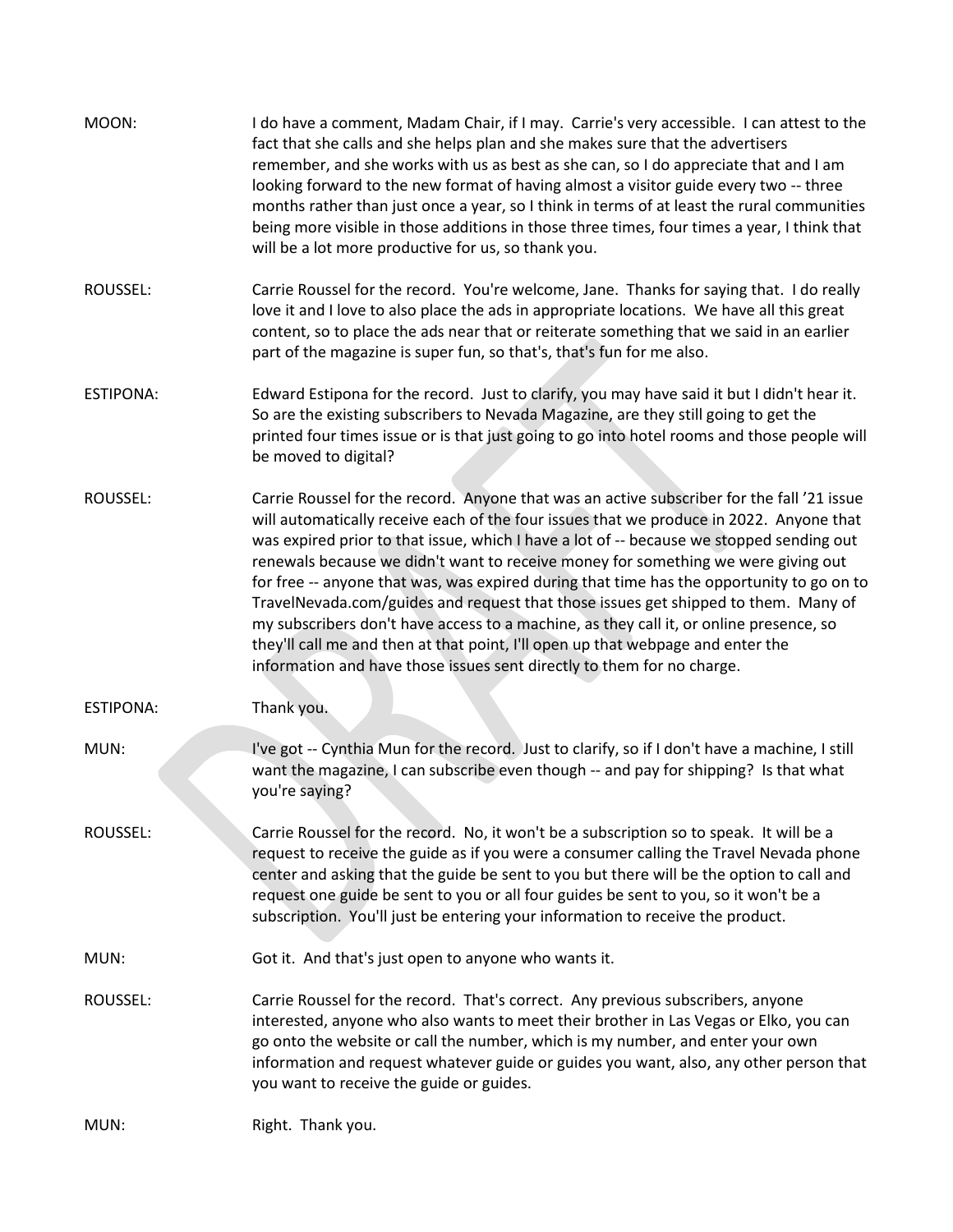MOON: I do have a comment, Madam Chair, if I may. Carrie's very accessible. I can attest to the fact that she calls and she helps plan and she makes sure that the advertisers remember, and she works with us as best as she can, so I do appreciate that and I am looking forward to the new format of having almost a visitor guide every two -- three months rather than just once a year, so I think in terms of at least the rural communities being more visible in those additions in those three times, four times a year, I think that will be a lot more productive for us, so thank you.

ROUSSEL: Carrie Roussel for the record. You're welcome, Jane. Thanks for saying that. I do really love it and I love to also place the ads in appropriate locations. We have all this great content, so to place the ads near that or reiterate something that we said in an earlier part of the magazine is super fun, so that's, that's fun for me also.

ESTIPONA: Edward Estipona for the record. Just to clarify, you may have said it but I didn't hear it. So are the existing subscribers to Nevada Magazine, are they still going to get the printed four times issue or is that just going to go into hotel rooms and those people will be moved to digital?

ROUSSEL: Carrie Roussel for the record. Anyone that was an active subscriber for the fall '21 issue will automatically receive each of the four issues that we produce in 2022. Anyone that was expired prior to that issue, which I have a lot of -- because we stopped sending out renewals because we didn't want to receive money for something we were giving out for free -- anyone that was, was expired during that time has the opportunity to go on to TravelNevada.com/guides and request that those issues get shipped to them. Many of my subscribers don't have access to a machine, as they call it, or online presence, so they'll call me and then at that point, I'll open up that webpage and enter the information and have those issues sent directly to them for no charge.

ESTIPONA: Thank you.

MUN: I've got -- Cynthia Mun for the record. Just to clarify, so if I don't have a machine, I still want the magazine, I can subscribe even though -- and pay for shipping? Is that what you're saying?

ROUSSEL: Carrie Roussel for the record. No, it won't be a subscription so to speak. It will be a request to receive the guide as if you were a consumer calling the Travel Nevada phone center and asking that the guide be sent to you but there will be the option to call and request one guide be sent to you or all four guides be sent to you, so it won't be a subscription. You'll just be entering your information to receive the product.

MUN: Got it. And that's just open to anyone who wants it.

ROUSSEL: Carrie Roussel for the record. That's correct. Any previous subscribers, anyone interested, anyone who also wants to meet their brother in Las Vegas or Elko, you can go onto the website or call the number, which is my number, and enter your own information and request whatever guide or guides you want, also, any other person that you want to receive the guide or guides.

MUN: Right. Thank you.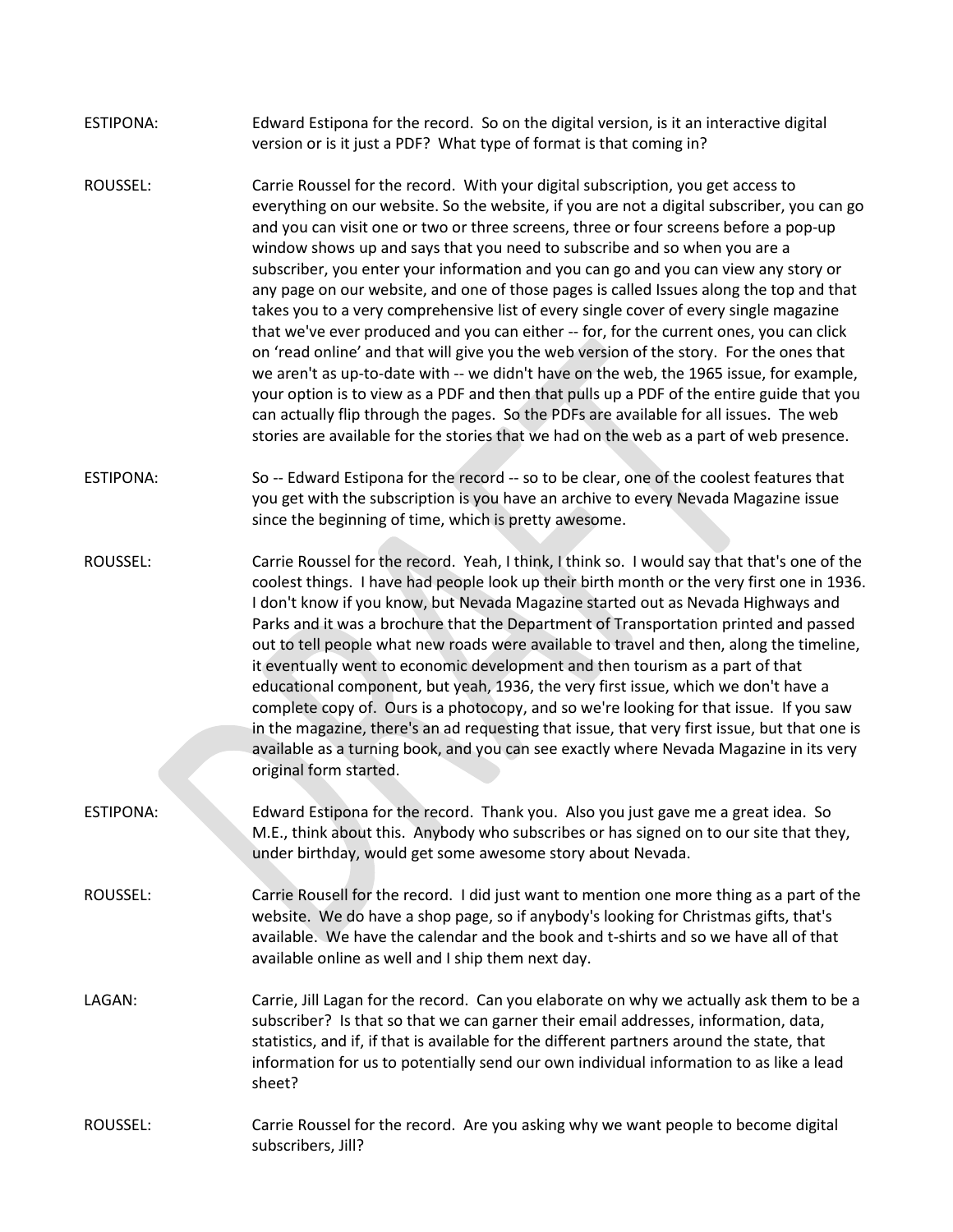ESTIPONA: Edward Estipona for the record. So on the digital version, is it an interactive digital version or is it just a PDF? What type of format is that coming in?

ROUSSEL: Carrie Roussel for the record. With your digital subscription, you get access to everything on our website. So the website, if you are not a digital subscriber, you can go and you can visit one or two or three screens, three or four screens before a pop-up window shows up and says that you need to subscribe and so when you are a subscriber, you enter your information and you can go and you can view any story or any page on our website, and one of those pages is called Issues along the top and that takes you to a very comprehensive list of every single cover of every single magazine that we've ever produced and you can either -- for, for the current ones, you can click on 'read online' and that will give you the web version of the story. For the ones that we aren't as up-to-date with -- we didn't have on the web, the 1965 issue, for example, your option is to view as a PDF and then that pulls up a PDF of the entire guide that you can actually flip through the pages. So the PDFs are available for all issues. The web stories are available for the stories that we had on the web as a part of web presence.

ESTIPONA: So -- Edward Estipona for the record -- so to be clear, one of the coolest features that you get with the subscription is you have an archive to every Nevada Magazine issue since the beginning of time, which is pretty awesome.

ROUSSEL: Carrie Roussel for the record. Yeah, I think, I think so. I would say that that's one of the coolest things. I have had people look up their birth month or the very first one in 1936. I don't know if you know, but Nevada Magazine started out as Nevada Highways and Parks and it was a brochure that the Department of Transportation printed and passed out to tell people what new roads were available to travel and then, along the timeline, it eventually went to economic development and then tourism as a part of that educational component, but yeah, 1936, the very first issue, which we don't have a complete copy of. Ours is a photocopy, and so we're looking for that issue. If you saw in the magazine, there's an ad requesting that issue, that very first issue, but that one is available as a turning book, and you can see exactly where Nevada Magazine in its very original form started.

ESTIPONA: Edward Estipona for the record. Thank you. Also you just gave me a great idea. So M.E., think about this. Anybody who subscribes or has signed on to our site that they, under birthday, would get some awesome story about Nevada.

ROUSSEL: Carrie Rousell for the record. I did just want to mention one more thing as a part of the website. We do have a shop page, so if anybody's looking for Christmas gifts, that's available. We have the calendar and the book and t-shirts and so we have all of that available online as well and I ship them next day.

LAGAN: Carrie, Jill Lagan for the record. Can you elaborate on why we actually ask them to be a subscriber? Is that so that we can garner their email addresses, information, data, statistics, and if, if that is available for the different partners around the state, that information for us to potentially send our own individual information to as like a lead sheet?

ROUSSEL: Carrie Roussel for the record. Are you asking why we want people to become digital subscribers, Jill?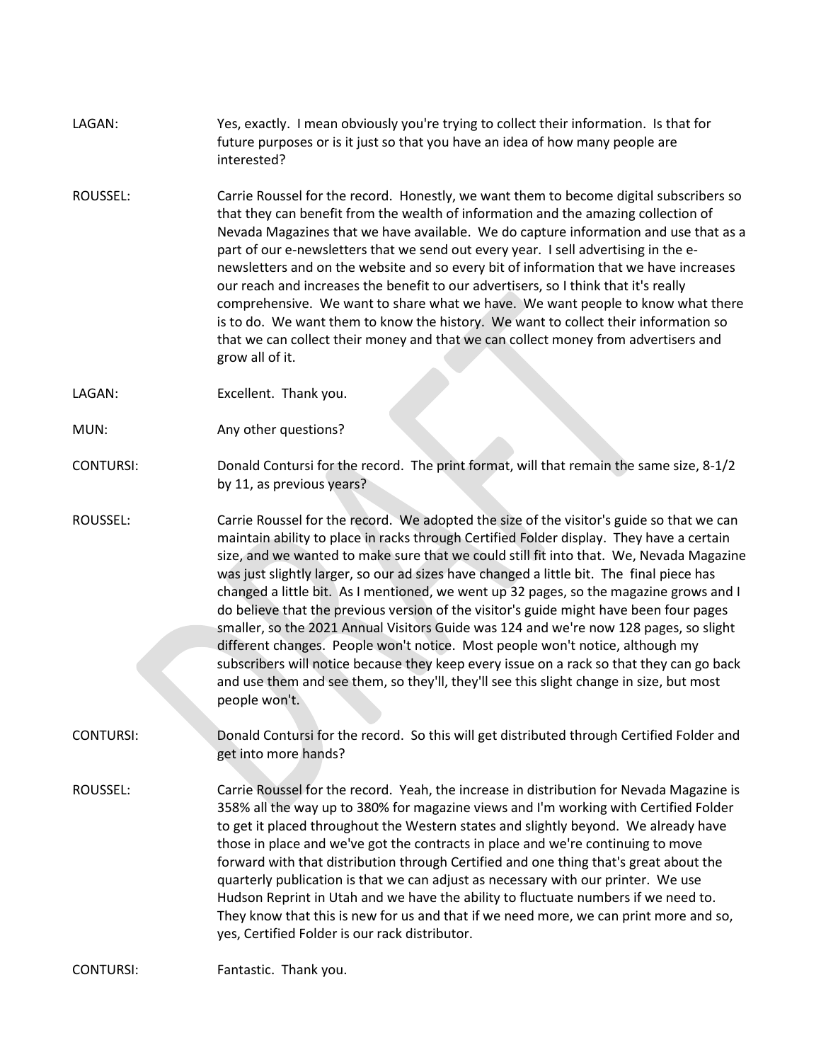LAGAN: Yes, exactly. I mean obviously you're trying to collect their information. Is that for future purposes or is it just so that you have an idea of how many people are interested?

ROUSSEL: Carrie Roussel for the record. Honestly, we want them to become digital subscribers so that they can benefit from the wealth of information and the amazing collection of Nevada Magazines that we have available. We do capture information and use that as a part of our e-newsletters that we send out every year. I sell advertising in the e-newsletters and on the website and so every bit of information that we have increases our reach and increases the benefit to our advertisers, so I think that it's really comprehensive. We want to share what we have. We want people to know what there is to do. We want them to know the history. We want to collect their information so that we can collect their money and that we can collect money from advertisers and grow all of it.

LAGAN: Excellent. Thank you.

MUN: Any other questions?

CONTURSI: Donald Contursi for the record. The print format, will that remain the same size, 8-1/2 by 11, as previous years?

ROUSSEL: Carrie Roussel for the record. We adopted the size of the visitor's guide so that we can maintain ability to place in racks through Certified Folder display. They have a certain size, and we wanted to make sure that we could still fit into that. We, Nevada Magazine was just slightly larger, so our ad sizes have changed a little bit. The final piece has changed a little bit. As I mentioned, we went up 32 pages, so the magazine grows and I do believe that the previous version of the visitor's guide might have been four pages smaller, so the 2021 Annual Visitors Guide was 124 and we're now 128 pages, so slight different changes. People won't notice. Most people won't notice, although my subscribers will notice because they keep every issue on a rack so that they can go back and use them and see them, so they'll, they'll see this slight change in size, but most people won't.

CONTURSI: Donald Contursi for the record. So this will get distributed through Certified Folder and get into more hands?

ROUSSEL: Carrie Roussel for the record. Yeah, the increase in distribution for Nevada Magazine is 358% all the way up to 380% for magazine views and I'm working with Certified Folder to get it placed throughout the Western states and slightly beyond. We already have those in place and we've got the contracts in place and we're continuing to move forward with that distribution through Certified and one thing that's great about the quarterly publication is that we can adjust as necessary with our printer. We use Hudson Reprint in Utah and we have the ability to fluctuate numbers if we need to. They know that this is new for us and that if we need more, we can print more and so, yes, Certified Folder is our rack distributor.

CONTURSI: Fantastic. Thank you.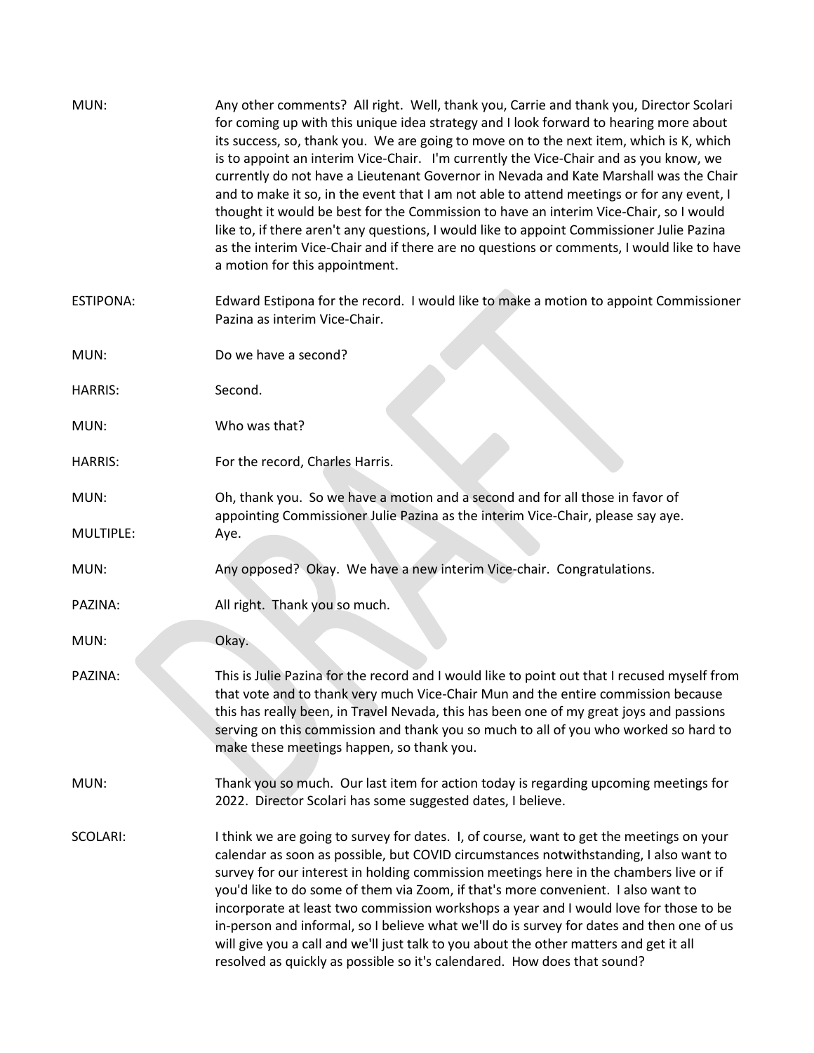MUN: Any other comments? All right. Well, thank you, Carrie and thank you, Director Scolari for coming up with this unique idea strategy and I look forward to hearing more about its success, so, thank you. We are going to move on to the next item, which is K, which is to appoint an interim Vice-Chair. I'm currently the Vice-Chair and as you know, we currently do not have a Lieutenant Governor in Nevada and Kate Marshall was the Chair and to make it so, in the event that I am not able to attend meetings or for any event, I thought it would be best for the Commission to have an interim Vice-Chair, so I would like to, if there aren't any questions, I would like to appoint Commissioner Julie Pazina as the interim Vice-Chair and if there are no questions or comments, I would like to have a motion for this appointment.

ESTIPONA: Edward Estipona for the record. I would like to make a motion to appoint Commissioner Pazina as interim Vice-Chair.

MUN: Do we have a second?

HARRIS: Second.

MUN: Who was that?

HARRIS: For the record, Charles Harris.

MUN: Oh, thank you. So we have a motion and a second and for all those in favor of appointing Commissioner Julie Pazina as the interim Vice-Chair, please say aye.

MULTIPLE: Aye.

MUN: Any opposed? Okay. We have a new interim Vice-chair. Congratulations.

PAZINA: All right. Thank you so much.

MUN: Okay.

PAZINA: This is Julie Pazina for the record and I would like to point out that I recused myself from that vote and to thank very much Vice-Chair Mun and the entire commission because this has really been, in Travel Nevada, this has been one of my great joys and passions serving on this commission and thank you so much to all of you who worked so hard to make these meetings happen, so thank you.

MUN: Thank you so much. Our last item for action today is regarding upcoming meetings for 2022. Director Scolari has some suggested dates, I believe.

SCOLARI: I think we are going to survey for dates. I, of course, want to get the meetings on your calendar as soon as possible, but COVID circumstances notwithstanding, I also want to survey for our interest in holding commission meetings here in the chambers live or if you'd like to do some of them via Zoom, if that's more convenient. I also want to incorporate at least two commission workshops a year and I would love for those to be in-person and informal, so I believe what we'll do is survey for dates and then one of us will give you a call and we'll just talk to you about the other matters and get it all resolved as quickly as possible so it's calendared. How does that sound?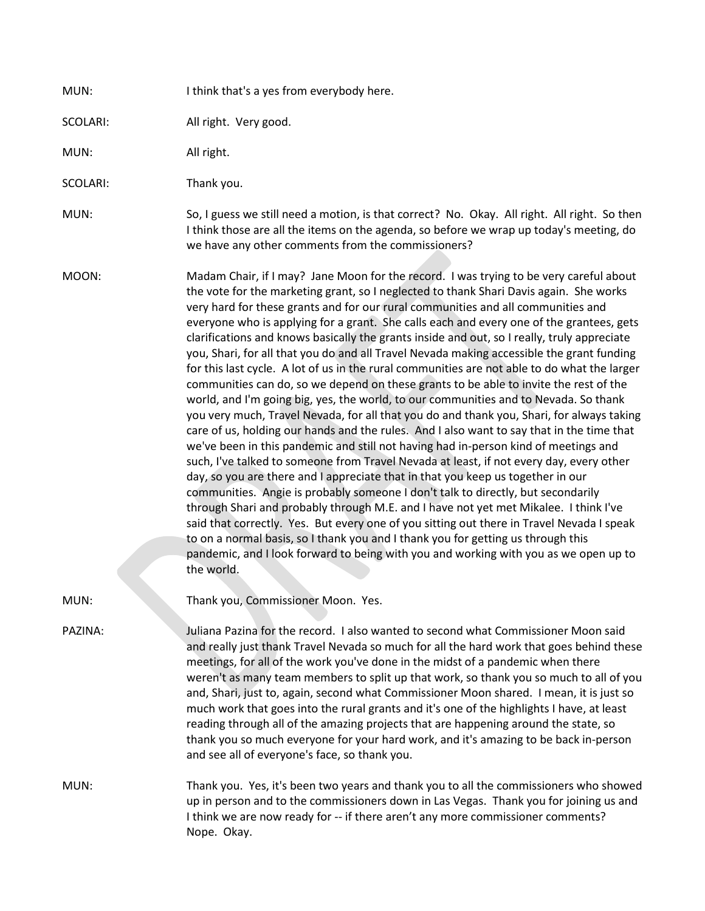MUN: I think that's a yes from everybody here.

SCOLARI: All right. Very good.

MUN: All right.

SCOLARI: Thank you.

MUN: So, I guess we still need a motion, is that correct? No. Okay. All right. All right. So then I think those are all the items on the agenda, so before we wrap up today's meeting, do we have any other comments from the commissioners?

MOON: Madam Chair, if I may? Jane Moon for the record. I was trying to be very careful about the vote for the marketing grant, so I neglected to thank Shari Davis again. She works very hard for these grants and for our rural communities and all communities and everyone who is applying for a grant. She calls each and every one of the grantees, gets clarifications and knows basically the grants inside and out, so I really, truly appreciate you, Shari, for all that you do and all Travel Nevada making accessible the grant funding for this last cycle. A lot of us in the rural communities are not able to do what the larger communities can do, so we depend on these grants to be able to invite the rest of the world, and I'm going big, yes, the world, to our communities and to Nevada. So thank you very much, Travel Nevada, for all that you do and thank you, Shari, for always taking care of us, holding our hands and the rules. And I also want to say that in the time that we've been in this pandemic and still not having had in-person kind of meetings and such, I've talked to someone from Travel Nevada at least, if not every day, every other day, so you are there and I appreciate that in that you keep us together in our communities. Angie is probably someone I don't talk to directly, but secondarily through Shari and probably through M.E. and I have not yet met Mikalee. I think I've said that correctly. Yes. But every one of you sitting out there in Travel Nevada I speak to on a normal basis, so I thank you and I thank you for getting us through this pandemic, and I look forward to being with you and working with you as we open up to the world.

MUN: Thank you, Commissioner Moon. Yes.

PAZINA: Juliana Pazina for the record. I also wanted to second what Commissioner Moon said and really just thank Travel Nevada so much for all the hard work that goes behind these meetings, for all of the work you've done in the midst of a pandemic when there weren't as many team members to split up that work, so thank you so much to all of you and, Shari, just to, again, second what Commissioner Moon shared. I mean, it is just so much work that goes into the rural grants and it's one of the highlights I have, at least reading through all of the amazing projects that are happening around the state, so thank you so much everyone for your hard work, and it's amazing to be back in-person and see all of everyone's face, so thank you.

MUN: Thank you. Yes, it's been two years and thank you to all the commissioners who showed up in person and to the commissioners down in Las Vegas. Thank you for joining us and I think we are now ready for -- if there aren't any more commissioner comments? Nope. Okay.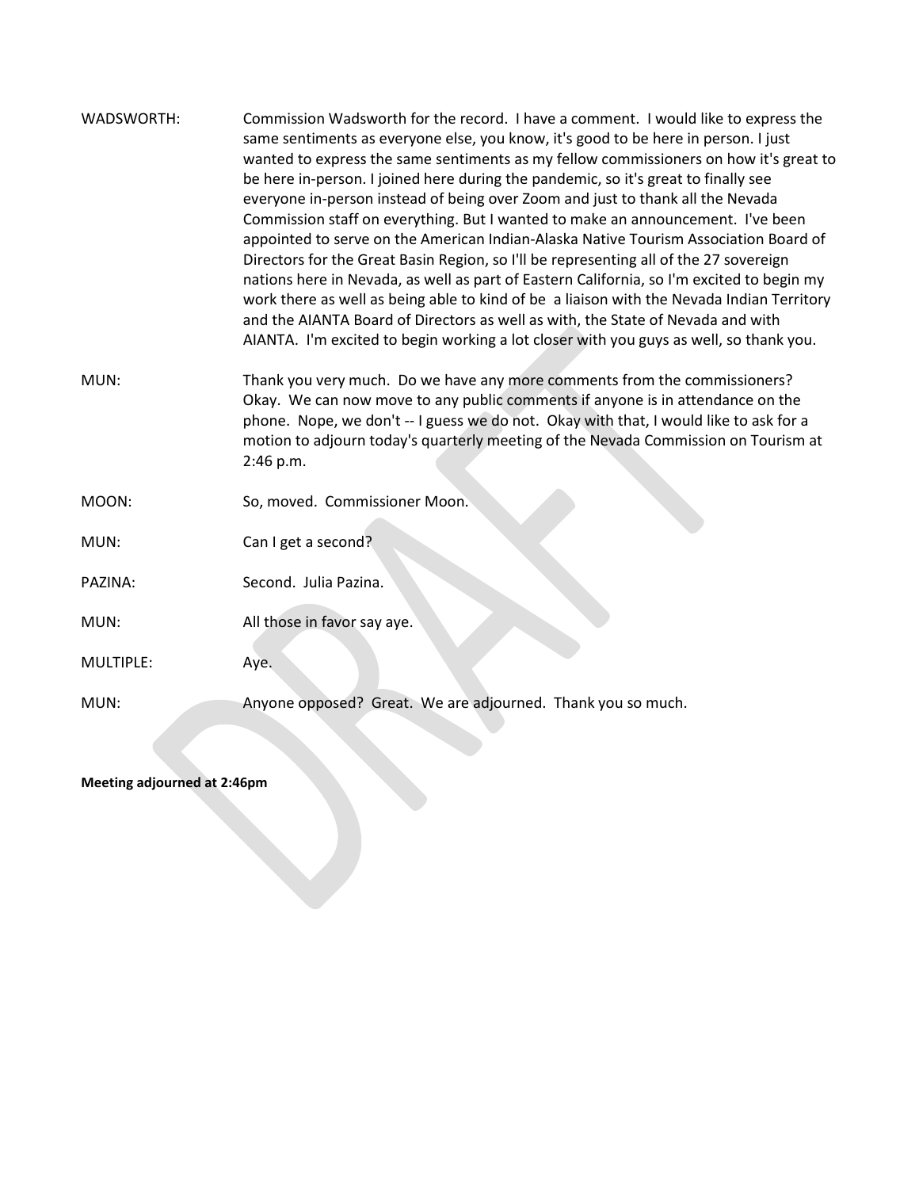WADSWORTH: Commission Wadsworth for the record. I have a comment. I would like to express the same sentiments as everyone else, you know, it's good to be here in person. I just wanted to express the same sentiments as my fellow commissioners on how it's great to be here in-person. I joined here during the pandemic, so it's great to finally see everyone in-person instead of being over Zoom and just to thank all the Nevada Commission staff on everything. But I wanted to make an announcement. I've been appointed to serve on the American Indian-Alaska Native Tourism Association Board of Directors for the Great Basin Region, so I'll be representing all of the 27 sovereign nations here in Nevada, as well as part of Eastern California, so I'm excited to begin my work there as well as being able to kind of be a liaison with the Nevada Indian Territory and the AIANTA Board of Directors as well as with, the State of Nevada and with AIANTA. I'm excited to begin working a lot closer with you guys as well, so thank you.

MUN: Thank you very much. Do we have any more comments from the commissioners? Okay. We can now move to any public comments if anyone is in attendance on the phone. Nope, we don't -- I guess we do not. Okay with that, I would like to ask for a motion to adjourn today's quarterly meeting of the Nevada Commission on Tourism at 2:46 p.m.

MOON: So, moved. Commissioner Moon.

MUN: Can I get a second?

PAZINA: Second. Julia Pazina.

MUN: All those in favor say aye.

MULTIPLE: Aye.

MUN: Anyone opposed? Great. We are adjourned. Thank you so much.

**Meeting adjourned at 2:46pm**